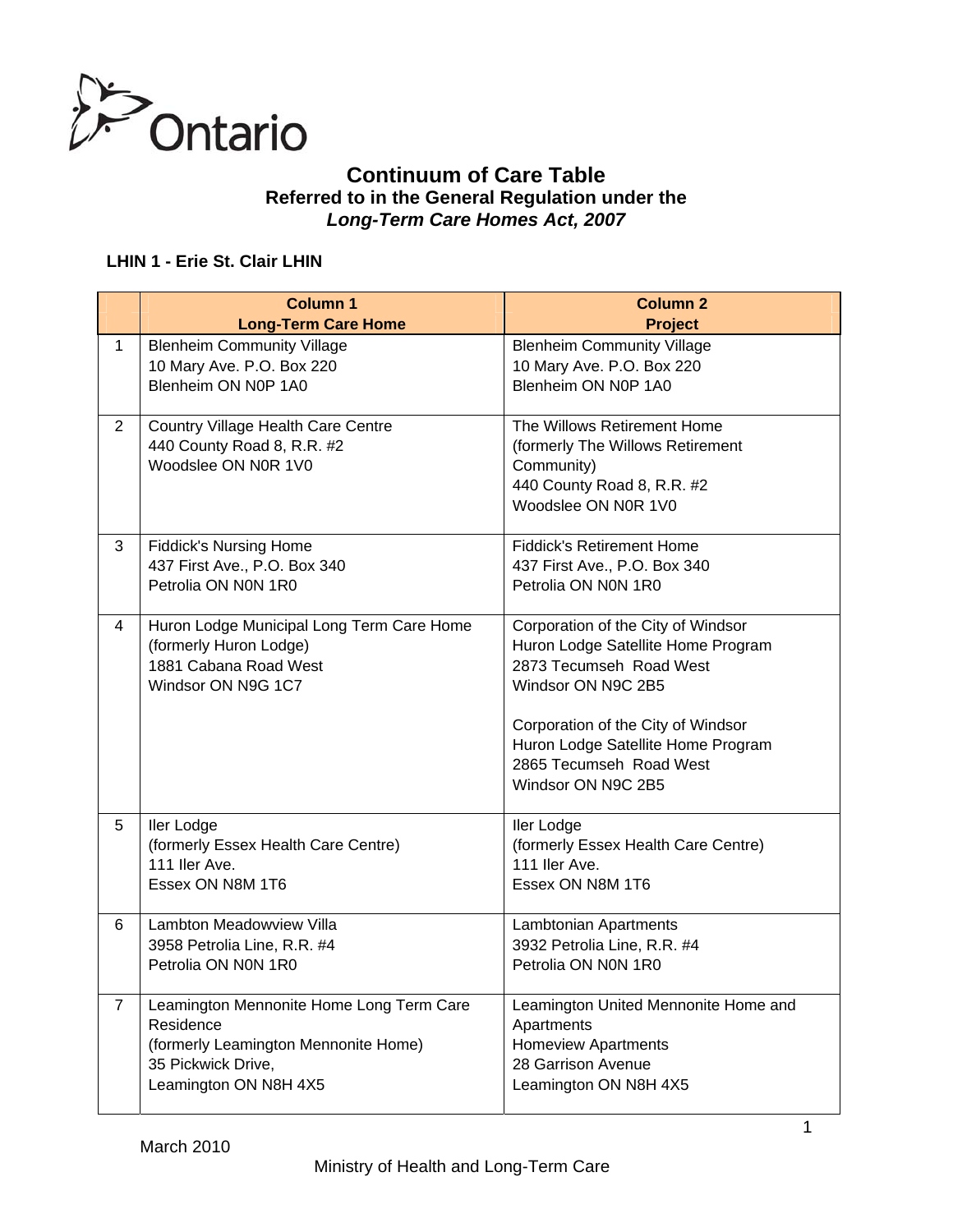Ontario

# Continuum of Care Table

## Referred to in the General Regulation under the *Long-Term Care Homes Act, 2007*

### LHIN 1 - Erie St. Clair LHIN

| | Column 1<br>Long-Term Care Home | Column 2<br>Project |
|---|---|---|
| 1 | Blenheim Community Village<br>10 Mary Ave. P.O. Box 220<br>Blenheim ON N0P 1A0 | Blenheim Community Village<br>10 Mary Ave. P.O. Box 220<br>Blenheim ON N0P 1A0 |
| 2 | Country Village Health Care Centre<br>440 County Road 8, R.R. #2<br>Woodslee ON N0R 1V0 | The Willows Retirement Home<br>(formerly The Willows Retirement Community)<br>440 County Road 8, R.R. #2<br>Woodslee ON N0R 1V0 |
| 3 | Fiddick's Nursing Home<br>437 First Ave., P.O. Box 340<br>Petrolia ON N0N 1R0 | Fiddick's Retirement Home<br>437 First Ave., P.O. Box 340<br>Petrolia ON N0N 1R0 |
| 4 | Huron Lodge Municipal Long Term Care Home<br>(formerly Huron Lodge)<br>1881 Cabana Road West<br>Windsor ON N9G 1C7 | Corporation of the City of Windsor<br>Huron Lodge Satellite Home Program<br>2873 Tecumseh Road West<br>Windsor ON N9C 2B5<br><br>Corporation of the City of Windsor<br>Huron Lodge Satellite Home Program<br>2865 Tecumseh Road West<br>Windsor ON N9C 2B5 |
| 5 | Iler Lodge<br>(formerly Essex Health Care Centre)<br>111 Iler Ave.<br>Essex ON N8M 1T6 | Iler Lodge<br>(formerly Essex Health Care Centre)<br>111 Iler Ave.<br>Essex ON N8M 1T6 |
| 6 | Lambton Meadowview Villa<br>3958 Petrolia Line, R.R. #4<br>Petrolia ON N0N 1R0 | Lambtonian Apartments<br>3932 Petrolia Line, R.R. #4<br>Petrolia ON N0N 1R0 |
| 7 | Leamington Mennonite Home Long Term Care Residence<br>(formerly Leamington Mennonite Home)<br>35 Pickwick Drive,<br>Leamington ON N8H 4X5 | Leamington United Mennonite Home and Apartments<br>Homeview Apartments<br>28 Garrison Avenue<br>Leamington ON N8H 4X5 |

March 2010

Ministry of Health and Long-Term Care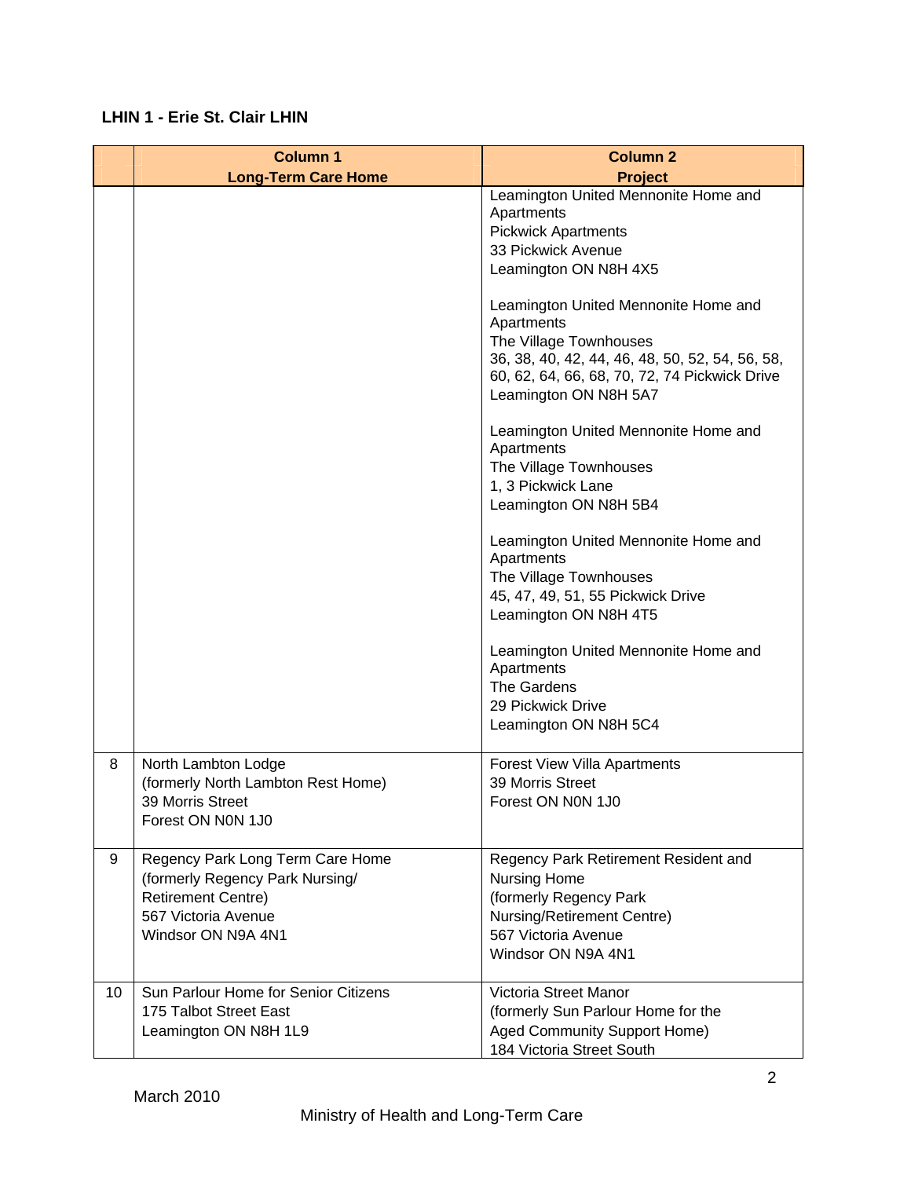**LHIN 1 - Erie St. Clair LHIN**

| | Column 1<br>Long-Term Care Home | Column 2<br>Project |
|---|---|---|
| | | Leamington United Mennonite Home and Apartments<br>Pickwick Apartments<br>33 Pickwick Avenue<br>Leamington ON N8H 4X5<br><br>Leamington United Mennonite Home and Apartments<br>The Village Townhouses<br>36, 38, 40, 42, 44, 46, 48, 50, 52, 54, 56, 58, 60, 62, 64, 66, 68, 70, 72, 74 Pickwick Drive<br>Leamington ON N8H 5A7<br><br>Leamington United Mennonite Home and Apartments<br>The Village Townhouses<br>1, 3 Pickwick Lane<br>Leamington ON N8H 5B4<br><br>Leamington United Mennonite Home and Apartments<br>The Village Townhouses<br>45, 47, 49, 51, 55 Pickwick Drive<br>Leamington ON N8H 4T5<br><br>Leamington United Mennonite Home and Apartments<br>The Gardens<br>29 Pickwick Drive<br>Leamington ON N8H 5C4 |
| 8 | North Lambton Lodge<br>(formerly North Lambton Rest Home)<br>39 Morris Street<br>Forest ON N0N 1J0 | Forest View Villa Apartments<br>39 Morris Street<br>Forest ON N0N 1J0 |
| 9 | Regency Park Long Term Care Home<br>(formerly Regency Park Nursing/ Retirement Centre)<br>567 Victoria Avenue<br>Windsor ON N9A 4N1 | Regency Park Retirement Resident and Nursing Home<br>(formerly Regency Park Nursing/Retirement Centre)<br>567 Victoria Avenue<br>Windsor ON N9A 4N1 |
| 10 | Sun Parlour Home for Senior Citizens<br>175 Talbot Street East<br>Leamington ON N8H 1L9 | Victoria Street Manor<br>(formerly Sun Parlour Home for the Aged Community Support Home)<br>184 Victoria Street South |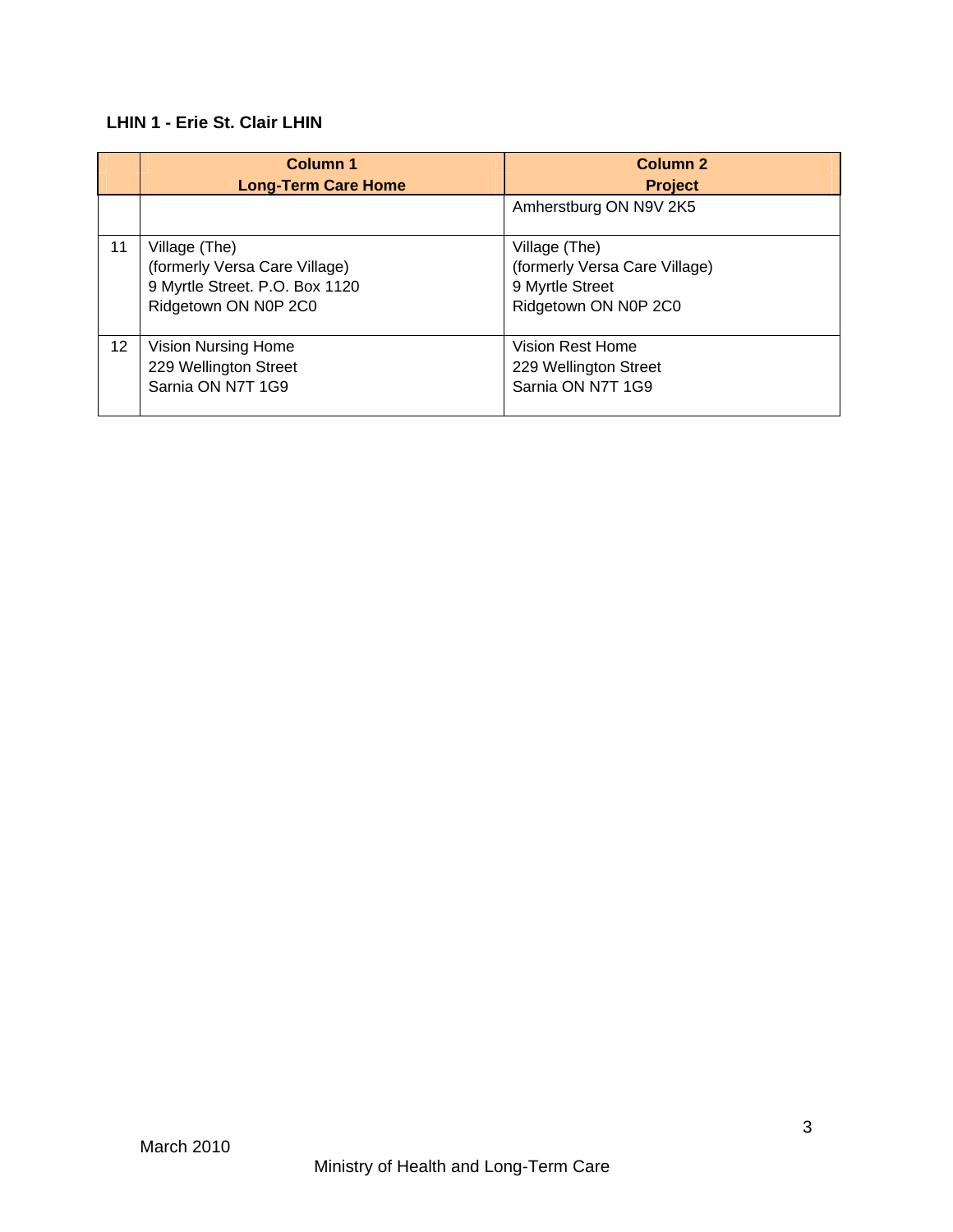**LHIN 1 - Erie St. Clair LHIN**

| | Column 1<br>Long-Term Care Home | Column 2<br>Project |
|---|---|---|
| | | Amherstburg ON N9V 2K5 |
| 11 | Village (The)<br>(formerly Versa Care Village)<br>9 Myrtle Street. P.O. Box 1120<br>Ridgetown ON N0P 2C0 | Village (The)<br>(formerly Versa Care Village)<br>9 Myrtle Street<br>Ridgetown ON N0P 2C0 |
| 12 | Vision Nursing Home<br>229 Wellington Street<br>Sarnia ON N7T 1G9 | Vision Rest Home<br>229 Wellington Street<br>Sarnia ON N7T 1G9 |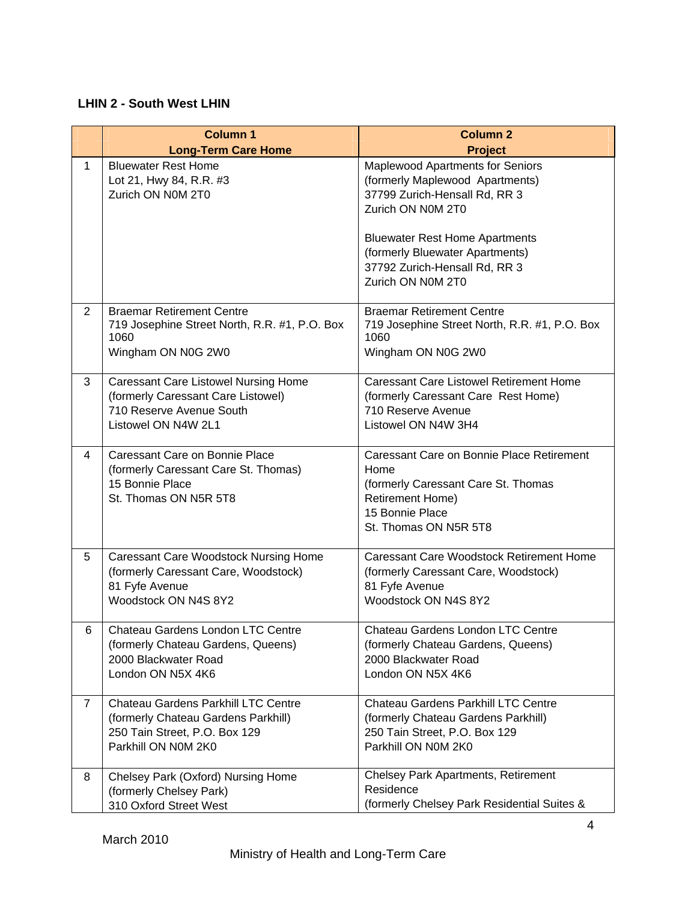**LHIN 2 - South West LHIN**

| | Column 1<br>Long-Term Care Home | Column 2<br>Project |
|---|---|---|
| 1 | Bluewater Rest Home<br>Lot 21, Hwy 84, R.R. #3<br>Zurich ON N0M 2T0 | Maplewood Apartments for Seniors<br>(formerly Maplewood Apartments)<br>37799 Zurich-Hensall Rd, RR 3<br>Zurich ON N0M 2T0<br><br>Bluewater Rest Home Apartments<br>(formerly Bluewater Apartments)<br>37792 Zurich-Hensall Rd, RR 3<br>Zurich ON N0M 2T0 |
| 2 | Braemar Retirement Centre<br>719 Josephine Street North, R.R. #1, P.O. Box 1060<br>Wingham ON N0G 2W0 | Braemar Retirement Centre<br>719 Josephine Street North, R.R. #1, P.O. Box 1060<br>Wingham ON N0G 2W0 |
| 3 | Caressant Care Listowel Nursing Home<br>(formerly Caressant Care Listowel)<br>710 Reserve Avenue South<br>Listowel ON N4W 2L1 | Caressant Care Listowel Retirement Home<br>(formerly Caressant Care Rest Home)<br>710 Reserve Avenue<br>Listowel ON N4W 3H4 |
| 4 | Caressant Care on Bonnie Place<br>(formerly Caressant Care St. Thomas)<br>15 Bonnie Place<br>St. Thomas ON N5R 5T8 | Caressant Care on Bonnie Place Retirement Home<br>(formerly Caressant Care St. Thomas Retirement Home)<br>15 Bonnie Place<br>St. Thomas ON N5R 5T8 |
| 5 | Caressant Care Woodstock Nursing Home<br>(formerly Caressant Care, Woodstock)<br>81 Fyfe Avenue<br>Woodstock ON N4S 8Y2 | Caressant Care Woodstock Retirement Home<br>(formerly Caressant Care, Woodstock)<br>81 Fyfe Avenue<br>Woodstock ON N4S 8Y2 |
| 6 | Chateau Gardens London LTC Centre<br>(formerly Chateau Gardens, Queens)<br>2000 Blackwater Road<br>London ON N5X 4K6 | Chateau Gardens London LTC Centre<br>(formerly Chateau Gardens, Queens)<br>2000 Blackwater Road<br>London ON N5X 4K6 |
| 7 | Chateau Gardens Parkhill LTC Centre<br>(formerly Chateau Gardens Parkhill)<br>250 Tain Street, P.O. Box 129<br>Parkhill ON N0M 2K0 | Chateau Gardens Parkhill LTC Centre<br>(formerly Chateau Gardens Parkhill)<br>250 Tain Street, P.O. Box 129<br>Parkhill ON N0M 2K0 |
| 8 | Chelsey Park (Oxford) Nursing Home<br>(formerly Chelsey Park)<br>310 Oxford Street West | Chelsey Park Apartments, Retirement Residence<br>(formerly Chelsey Park Residential Suites & |

March 2010

Ministry of Health and Long-Term Care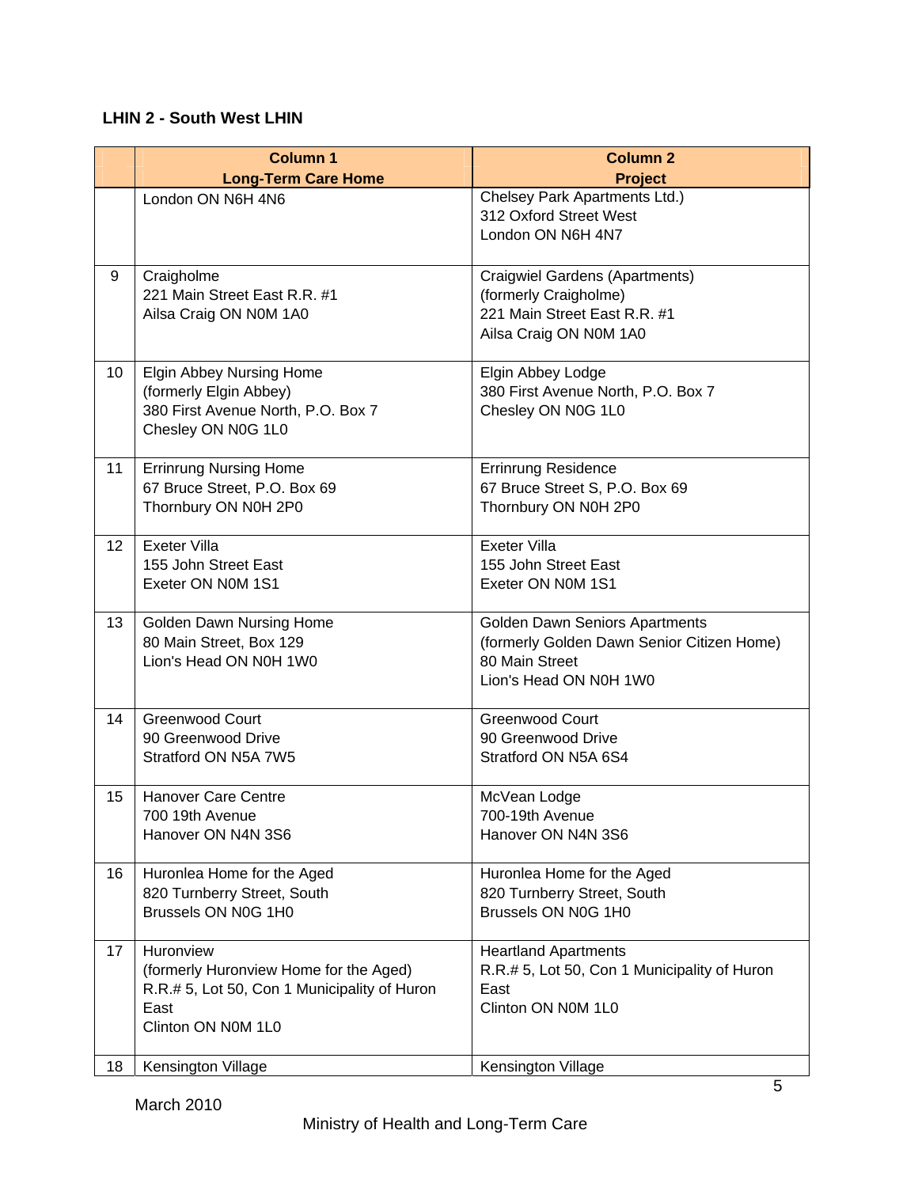**LHIN 2 - South West LHIN**

| | Column 1<br>Long-Term Care Home | Column 2<br>Project |
|---|---|---|
| | London ON N6H 4N6 | Chelsey Park Apartments Ltd.)<br>312 Oxford Street West<br>London ON N6H 4N7 |
| 9 | Craigholme<br>221 Main Street East R.R. #1<br>Ailsa Craig ON N0M 1A0 | Craigwiel Gardens (Apartments)<br>(formerly Craigholme)<br>221 Main Street East R.R. #1<br>Ailsa Craig ON N0M 1A0 |
| 10 | Elgin Abbey Nursing Home<br>(formerly Elgin Abbey)<br>380 First Avenue North, P.O. Box 7<br>Chesley ON N0G 1L0 | Elgin Abbey Lodge<br>380 First Avenue North, P.O. Box 7<br>Chesley ON N0G 1L0 |
| 11 | Errinrung Nursing Home<br>67 Bruce Street, P.O. Box 69<br>Thornbury ON N0H 2P0 | Errinrung Residence<br>67 Bruce Street S, P.O. Box 69<br>Thornbury ON N0H 2P0 |
| 12 | Exeter Villa<br>155 John Street East<br>Exeter ON N0M 1S1 | Exeter Villa<br>155 John Street East<br>Exeter ON N0M 1S1 |
| 13 | Golden Dawn Nursing Home<br>80 Main Street, Box 129<br>Lion's Head ON N0H 1W0 | Golden Dawn Seniors Apartments<br>(formerly Golden Dawn Senior Citizen Home)<br>80 Main Street<br>Lion's Head ON N0H 1W0 |
| 14 | Greenwood Court<br>90 Greenwood Drive<br>Stratford ON N5A 7W5 | Greenwood Court<br>90 Greenwood Drive<br>Stratford ON N5A 6S4 |
| 15 | Hanover Care Centre<br>700 19th Avenue<br>Hanover ON N4N 3S6 | McVean Lodge<br>700-19th Avenue<br>Hanover ON N4N 3S6 |
| 16 | Huronlea Home for the Aged<br>820 Turnberry Street, South<br>Brussels ON N0G 1H0 | Huronlea Home for the Aged<br>820 Turnberry Street, South<br>Brussels ON N0G 1H0 |
| 17 | Huronview<br>(formerly Huronview Home for the Aged)<br>R.R.# 5, Lot 50, Con 1 Municipality of Huron East<br>Clinton ON N0M 1L0 | Heartland Apartments<br>R.R.# 5, Lot 50, Con 1 Municipality of Huron East<br>Clinton ON N0M 1L0 |
| 18 | Kensington Village | Kensington Village |

March 2010

Ministry of Health and Long-Term Care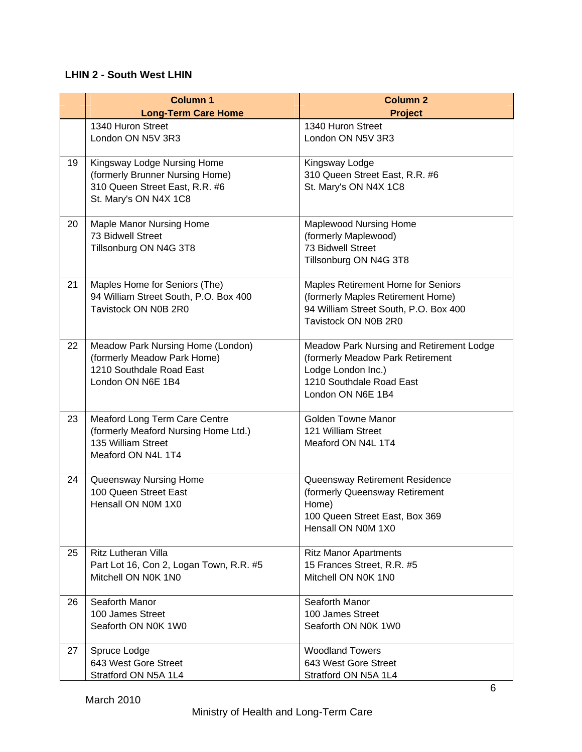**LHIN 2 - South West LHIN**

| | Column 1<br>Long-Term Care Home | Column 2<br>Project |
|---|---|---|
| | 1340 Huron Street<br>London ON N5V 3R3 | 1340 Huron Street<br>London ON N5V 3R3 |
| 19 | Kingsway Lodge Nursing Home<br>(formerly Brunner Nursing Home)<br>310 Queen Street East, R.R. #6<br>St. Mary's ON N4X 1C8 | Kingsway Lodge<br>310 Queen Street East, R.R. #6<br>St. Mary's ON N4X 1C8 |
| 20 | Maple Manor Nursing Home<br>73 Bidwell Street<br>Tillsonburg ON N4G 3T8 | Maplewood Nursing Home<br>(formerly Maplewood)<br>73 Bidwell Street<br>Tillsonburg ON N4G 3T8 |
| 21 | Maples Home for Seniors (The)<br>94 William Street South, P.O. Box 400<br>Tavistock ON N0B 2R0 | Maples Retirement Home for Seniors<br>(formerly Maples Retirement Home)<br>94 William Street South, P.O. Box 400<br>Tavistock ON N0B 2R0 |
| 22 | Meadow Park Nursing Home (London)<br>(formerly Meadow Park Home)<br>1210 Southdale Road East<br>London ON N6E 1B4 | Meadow Park Nursing and Retirement Lodge<br>(formerly Meadow Park Retirement Lodge London Inc.)<br>1210 Southdale Road East<br>London ON N6E 1B4 |
| 23 | Meaford Long Term Care Centre<br>(formerly Meaford Nursing Home Ltd.)<br>135 William Street<br>Meaford ON N4L 1T4 | Golden Towne Manor<br>121 William Street<br>Meaford ON N4L 1T4 |
| 24 | Queensway Nursing Home<br>100 Queen Street East<br>Hensall ON N0M 1X0 | Queensway Retirement Residence<br>(formerly Queensway Retirement Home)<br>100 Queen Street East, Box 369<br>Hensall ON N0M 1X0 |
| 25 | Ritz Lutheran Villa<br>Part Lot 16, Con 2, Logan Town, R.R. #5<br>Mitchell ON N0K 1N0 | Ritz Manor Apartments<br>15 Frances Street, R.R. #5<br>Mitchell ON N0K 1N0 |
| 26 | Seaforth Manor<br>100 James Street<br>Seaforth ON N0K 1W0 | Seaforth Manor<br>100 James Street<br>Seaforth ON N0K 1W0 |
| 27 | Spruce Lodge<br>643 West Gore Street<br>Stratford ON N5A 1L4 | Woodland Towers<br>643 West Gore Street<br>Stratford ON N5A 1L4 |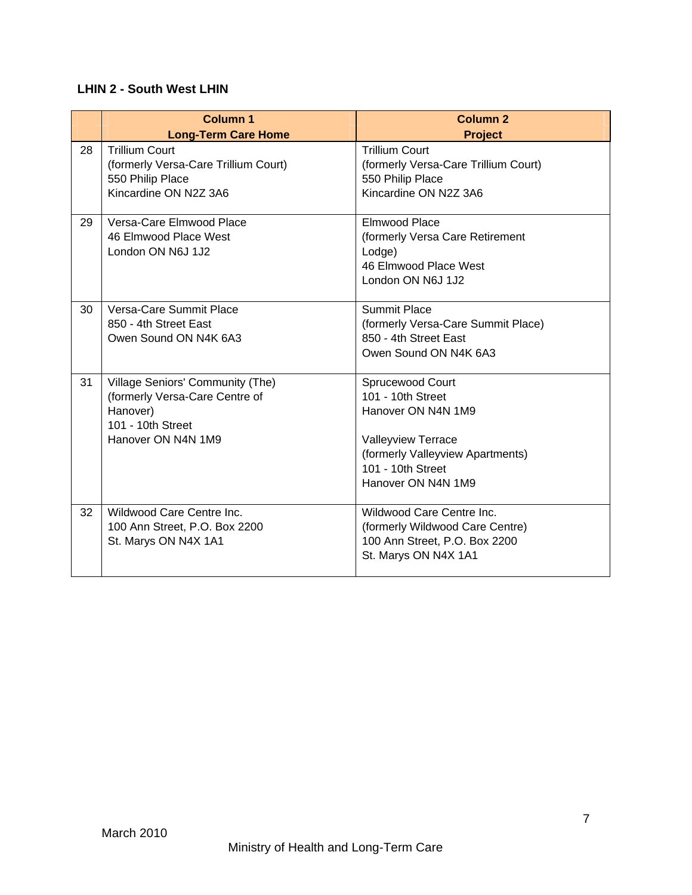**LHIN 2 - South West LHIN**

| | Column 1<br>Long-Term Care Home | Column 2<br>Project |
|---|---|---|
| 28 | Trillium Court<br>(formerly Versa-Care Trillium Court)<br>550 Philip Place<br>Kincardine ON N2Z 3A6 | Trillium Court<br>(formerly Versa-Care Trillium Court)<br>550 Philip Place<br>Kincardine ON N2Z 3A6 |
| 29 | Versa-Care Elmwood Place<br>46 Elmwood Place West<br>London ON N6J 1J2 | Elmwood Place<br>(formerly Versa Care Retirement Lodge)<br>46 Elmwood Place West<br>London ON N6J 1J2 |
| 30 | Versa-Care Summit Place<br>850 - 4th Street East<br>Owen Sound ON N4K 6A3 | Summit Place<br>(formerly Versa-Care Summit Place)<br>850 - 4th Street East<br>Owen Sound ON N4K 6A3 |
| 31 | Village Seniors' Community (The)<br>(formerly Versa-Care Centre of Hanover)<br>101 - 10th Street<br>Hanover ON N4N 1M9 | Sprucewood Court<br>101 - 10th Street<br>Hanover ON N4N 1M9<br><br>Valleyview Terrace<br>(formerly Valleyview Apartments)<br>101 - 10th Street<br>Hanover ON N4N 1M9 |
| 32 | Wildwood Care Centre Inc.<br>100 Ann Street, P.O. Box 2200<br>St. Marys ON N4X 1A1 | Wildwood Care Centre Inc.<br>(formerly Wildwood Care Centre)<br>100 Ann Street, P.O. Box 2200<br>St. Marys ON N4X 1A1 |

March 2010

Ministry of Health and Long-Term Care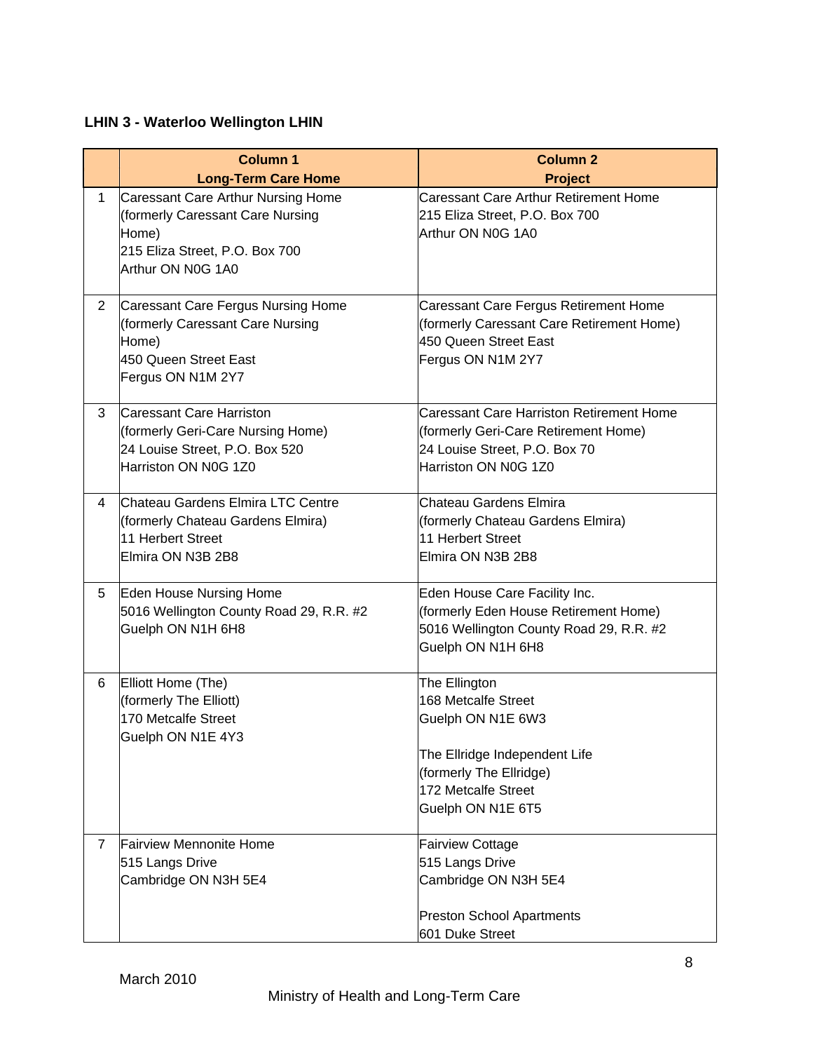### LHIN 3 - Waterloo Wellington LHIN

| | Column 1<br>Long-Term Care Home | Column 2<br>Project |
|---|---|---|
| 1 | Caressant Care Arthur Nursing Home<br>(formerly Caressant Care Nursing Home)<br>215 Eliza Street, P.O. Box 700<br>Arthur ON N0G 1A0 | Caressant Care Arthur Retirement Home<br>215 Eliza Street, P.O. Box 700<br>Arthur ON N0G 1A0 |
| 2 | Caressant Care Fergus Nursing Home<br>(formerly Caressant Care Nursing Home)<br>450 Queen Street East<br>Fergus ON N1M 2Y7 | Caressant Care Fergus Retirement Home<br>(formerly Caressant Care Retirement Home)<br>450 Queen Street East<br>Fergus ON N1M 2Y7 |
| 3 | Caressant Care Harriston<br>(formerly Geri-Care Nursing Home)<br>24 Louise Street, P.O. Box 520<br>Harriston ON N0G 1Z0 | Caressant Care Harriston Retirement Home<br>(formerly Geri-Care Retirement Home)<br>24 Louise Street, P.O. Box 70<br>Harriston ON N0G 1Z0 |
| 4 | Chateau Gardens Elmira LTC Centre<br>(formerly Chateau Gardens Elmira)<br>11 Herbert Street<br>Elmira ON N3B 2B8 | Chateau Gardens Elmira<br>(formerly Chateau Gardens Elmira)<br>11 Herbert Street<br>Elmira ON N3B 2B8 |
| 5 | Eden House Nursing Home<br>5016 Wellington County Road 29, R.R. #2<br>Guelph ON N1H 6H8 | Eden House Care Facility Inc.<br>(formerly Eden House Retirement Home)<br>5016 Wellington County Road 29, R.R. #2<br>Guelph ON N1H 6H8 |
| 6 | Elliott Home (The)<br>(formerly The Elliott)<br>170 Metcalfe Street<br>Guelph ON N1E 4Y3 | The Ellington<br>168 Metcalfe Street<br>Guelph ON N1E 6W3<br><br>The Ellridge Independent Life<br>(formerly The Ellridge)<br>172 Metcalfe Street<br>Guelph ON N1E 6T5 |
| 7 | Fairview Mennonite Home<br>515 Langs Drive<br>Cambridge ON N3H 5E4 | Fairview Cottage<br>515 Langs Drive<br>Cambridge ON N3H 5E4<br><br>Preston School Apartments<br>601 Duke Street |

March 2010

Ministry of Health and Long-Term Care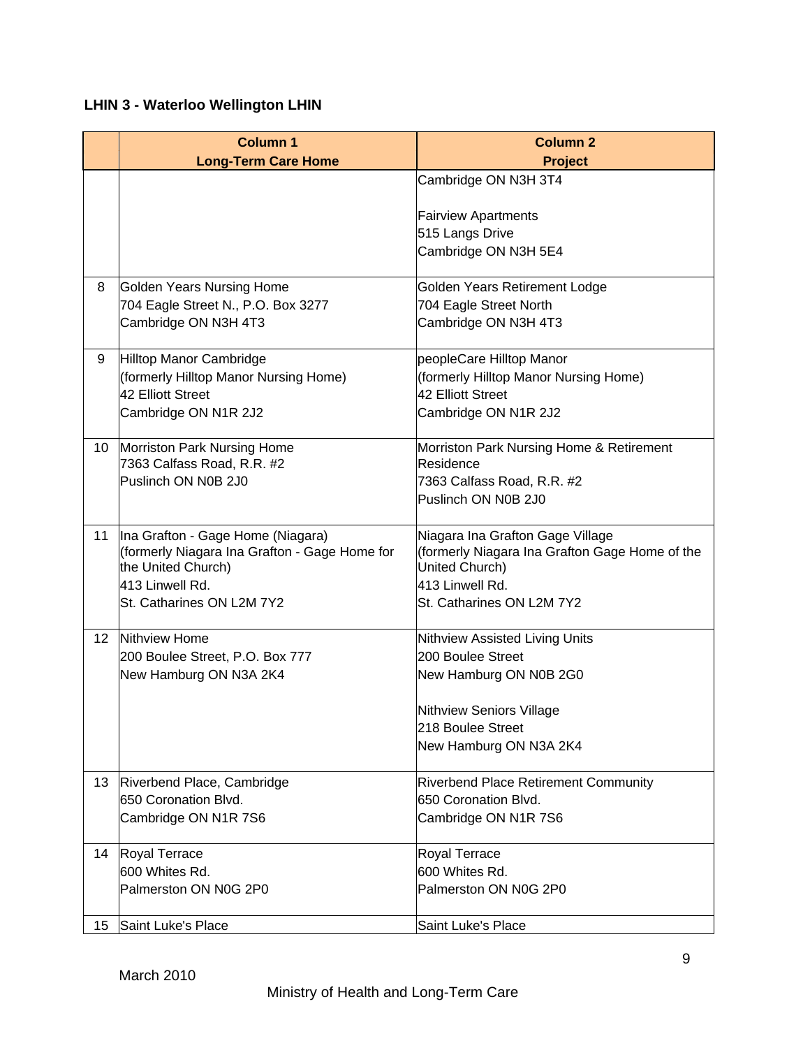## LHIN 3 - Waterloo Wellington LHIN

| | Column 1<br>Long-Term Care Home | Column 2<br>Project |
|---|---|---|
| | | Cambridge ON N3H 3T4<br><br>Fairview Apartments<br>515 Langs Drive<br>Cambridge ON N3H 5E4 |
| 8 | Golden Years Nursing Home<br>704 Eagle Street N., P.O. Box 3277<br>Cambridge ON N3H 4T3 | Golden Years Retirement Lodge<br>704 Eagle Street North<br>Cambridge ON N3H 4T3 |
| 9 | Hilltop Manor Cambridge<br>(formerly Hilltop Manor Nursing Home)<br>42 Elliott Street<br>Cambridge ON N1R 2J2 | peopleCare Hilltop Manor<br>(formerly Hilltop Manor Nursing Home)<br>42 Elliott Street<br>Cambridge ON N1R 2J2 |
| 10 | Morriston Park Nursing Home<br>7363 Calfass Road, R.R. #2<br>Puslinch ON N0B 2J0 | Morriston Park Nursing Home & Retirement Residence<br>7363 Calfass Road, R.R. #2<br>Puslinch ON N0B 2J0 |
| 11 | Ina Grafton - Gage Home (Niagara)<br>(formerly Niagara Ina Grafton - Gage Home for the United Church)<br>413 Linwell Rd.<br>St. Catharines ON L2M 7Y2 | Niagara Ina Grafton Gage Village<br>(formerly Niagara Ina Grafton Gage Home of the United Church)<br>413 Linwell Rd.<br>St. Catharines ON L2M 7Y2 |
| 12 | Nithview Home<br>200 Boulee Street, P.O. Box 777<br>New Hamburg ON N3A 2K4 | Nithview Assisted Living Units<br>200 Boulee Street<br>New Hamburg ON N0B 2G0<br><br>Nithview Seniors Village<br>218 Boulee Street<br>New Hamburg ON N3A 2K4 |
| 13 | Riverbend Place, Cambridge<br>650 Coronation Blvd.<br>Cambridge ON N1R 7S6 | Riverbend Place Retirement Community<br>650 Coronation Blvd.<br>Cambridge ON N1R 7S6 |
| 14 | Royal Terrace<br>600 Whites Rd.<br>Palmerston ON N0G 2P0 | Royal Terrace<br>600 Whites Rd.<br>Palmerston ON N0G 2P0 |
| 15 | Saint Luke's Place | Saint Luke's Place |

March 2010

Ministry of Health and Long-Term Care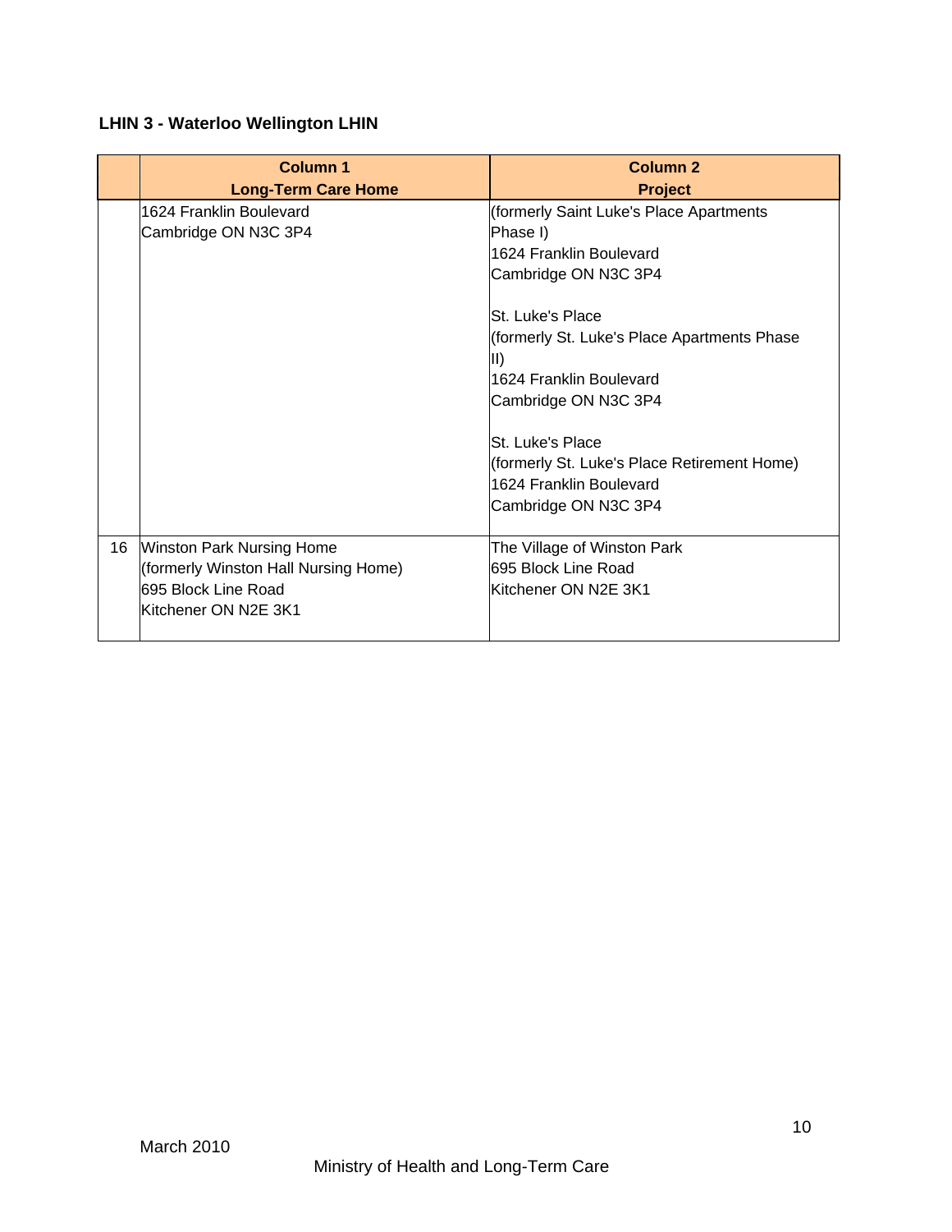## LHIN 3 - Waterloo Wellington LHIN

| | Column 1<br>Long-Term Care Home | Column 2<br>Project |
|---|---|---|
| | 1624 Franklin Boulevard<br>Cambridge ON N3C 3P4 | (formerly Saint Luke's Place Apartments Phase I)<br>1624 Franklin Boulevard<br>Cambridge ON N3C 3P4<br><br>St. Luke's Place<br>(formerly St. Luke's Place Apartments Phase II)<br>1624 Franklin Boulevard<br>Cambridge ON N3C 3P4<br><br>St. Luke's Place<br>(formerly St. Luke's Place Retirement Home)<br>1624 Franklin Boulevard<br>Cambridge ON N3C 3P4 |
| 16 | Winston Park Nursing Home<br>(formerly Winston Hall Nursing Home)<br>695 Block Line Road<br>Kitchener ON N2E 3K1 | The Village of Winston Park<br>695 Block Line Road<br>Kitchener ON N2E 3K1 |

March 2010

Ministry of Health and Long-Term Care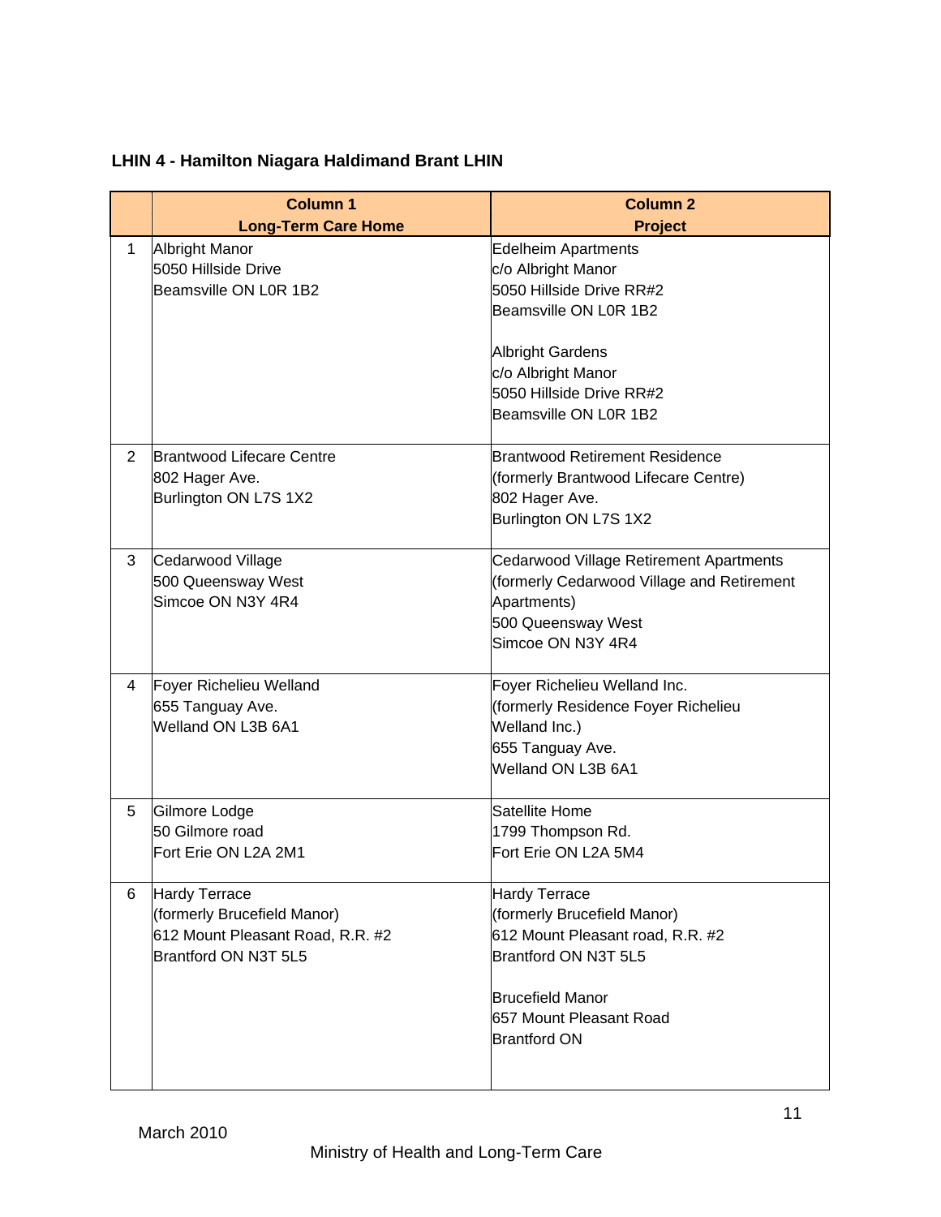**LHIN 4 - Hamilton Niagara Haldimand Brant LHIN**

| | Column 1<br>Long-Term Care Home | Column 2<br>Project |
|---|---|---|
| 1 | Albright Manor<br>5050 Hillside Drive<br>Beamsville ON L0R 1B2 | Edelheim Apartments<br>c/o Albright Manor<br>5050 Hillside Drive RR#2<br>Beamsville ON L0R 1B2<br><br>Albright Gardens<br>c/o Albright Manor<br>5050 Hillside Drive RR#2<br>Beamsville ON L0R 1B2 |
| 2 | Brantwood Lifecare Centre<br>802 Hager Ave.<br>Burlington ON L7S 1X2 | Brantwood Retirement Residence<br>(formerly Brantwood Lifecare Centre)<br>802 Hager Ave.<br>Burlington ON L7S 1X2 |
| 3 | Cedarwood Village<br>500 Queensway West<br>Simcoe ON N3Y 4R4 | Cedarwood Village Retirement Apartments<br>(formerly Cedarwood Village and Retirement Apartments)<br>500 Queensway West<br>Simcoe ON N3Y 4R4 |
| 4 | Foyer Richelieu Welland<br>655 Tanguay Ave.<br>Welland ON L3B 6A1 | Foyer Richelieu Welland Inc.<br>(formerly Residence Foyer Richelieu Welland Inc.)<br>655 Tanguay Ave.<br>Welland ON L3B 6A1 |
| 5 | Gilmore Lodge<br>50 Gilmore road<br>Fort Erie ON L2A 2M1 | Satellite Home<br>1799 Thompson Rd.<br>Fort Erie ON L2A 5M4 |
| 6 | Hardy Terrace<br>(formerly Brucefield Manor)<br>612 Mount Pleasant Road, R.R. #2<br>Brantford ON N3T 5L5 | Hardy Terrace<br>(formerly Brucefield Manor)<br>612 Mount Pleasant road, R.R. #2<br>Brantford ON N3T 5L5<br><br>Brucefield Manor<br>657 Mount Pleasant Road<br>Brantford ON |

March 2010

Ministry of Health and Long-Term Care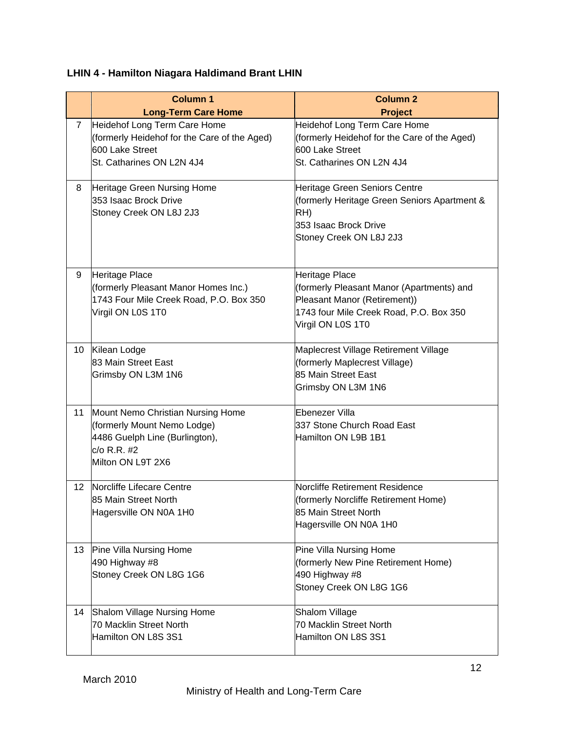**LHIN 4 - Hamilton Niagara Haldimand Brant LHIN**

| | Column 1<br>Long-Term Care Home | Column 2<br>Project |
|---|---|---|
| 7 | Heidehof Long Term Care Home<br>(formerly Heidehof for the Care of the Aged)<br>600 Lake Street<br>St. Catharines ON L2N 4J4 | Heidehof Long Term Care Home<br>(formerly Heidehof for the Care of the Aged)<br>600 Lake Street<br>St. Catharines ON L2N 4J4 |
| 8 | Heritage Green Nursing Home<br>353 Isaac Brock Drive<br>Stoney Creek ON L8J 2J3 | Heritage Green Seniors Centre<br>(formerly Heritage Green Seniors Apartment & RH)<br>353 Isaac Brock Drive<br>Stoney Creek ON L8J 2J3 |
| 9 | Heritage Place<br>(formerly Pleasant Manor Homes Inc.)<br>1743 Four Mile Creek Road, P.O. Box 350<br>Virgil ON L0S 1T0 | Heritage Place<br>(formerly Pleasant Manor (Apartments) and Pleasant Manor (Retirement))<br>1743 four Mile Creek Road, P.O. Box 350<br>Virgil ON L0S 1T0 |
| 10 | Kilean Lodge<br>83 Main Street East<br>Grimsby ON L3M 1N6 | Maplecrest Village Retirement Village<br>(formerly Maplecrest Village)<br>85 Main Street East<br>Grimsby ON L3M 1N6 |
| 11 | Mount Nemo Christian Nursing Home<br>(formerly Mount Nemo Lodge)<br>4486 Guelph Line (Burlington),<br>c/o R.R. #2<br>Milton ON L9T 2X6 | Ebenezer Villa<br>337 Stone Church Road East<br>Hamilton ON L9B 1B1 |
| 12 | Norcliffe Lifecare Centre<br>85 Main Street North<br>Hagersville ON N0A 1H0 | Norcliffe Retirement Residence<br>(formerly Norcliffe Retirement Home)<br>85 Main Street North<br>Hagersville ON N0A 1H0 |
| 13 | Pine Villa Nursing Home<br>490 Highway #8<br>Stoney Creek ON L8G 1G6 | Pine Villa Nursing Home<br>(formerly New Pine Retirement Home)<br>490 Highway #8<br>Stoney Creek ON L8G 1G6 |
| 14 | Shalom Village Nursing Home<br>70 Macklin Street North<br>Hamilton ON L8S 3S1 | Shalom Village<br>70 Macklin Street North<br>Hamilton ON L8S 3S1 |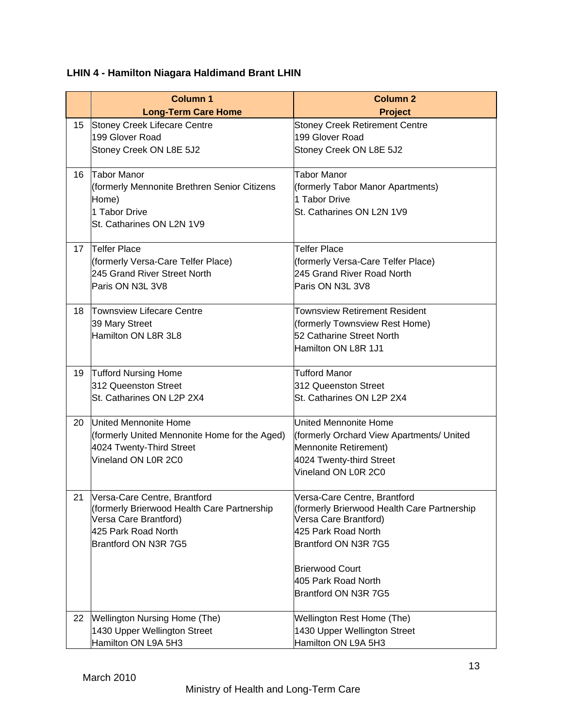**LHIN 4 - Hamilton Niagara Haldimand Brant LHIN**

| | Column 1<br>Long-Term Care Home | Column 2<br>Project |
|---|---|---|
| 15 | Stoney Creek Lifecare Centre<br>199 Glover Road<br>Stoney Creek ON L8E 5J2 | Stoney Creek Retirement Centre<br>199 Glover Road<br>Stoney Creek ON L8E 5J2 |
| 16 | Tabor Manor<br>(formerly Mennonite Brethren Senior Citizens Home)<br>1 Tabor Drive<br>St. Catharines ON L2N 1V9 | Tabor Manor<br>(formerly Tabor Manor Apartments)<br>1 Tabor Drive<br>St. Catharines ON L2N 1V9 |
| 17 | Telfer Place<br>(formerly Versa-Care Telfer Place)<br>245 Grand River Street North<br>Paris ON N3L 3V8 | Telfer Place<br>(formerly Versa-Care Telfer Place)<br>245 Grand River Road North<br>Paris ON N3L 3V8 |
| 18 | Townsview Lifecare Centre<br>39 Mary Street<br>Hamilton ON L8R 3L8 | Townsview Retirement Resident<br>(formerly Townsview Rest Home)<br>52 Catharine Street North<br>Hamilton ON L8R 1J1 |
| 19 | Tufford Nursing Home<br>312 Queenston Street<br>St. Catharines ON L2P 2X4 | Tufford Manor<br>312 Queenston Street<br>St. Catharines ON L2P 2X4 |
| 20 | United Mennonite Home<br>(formerly United Mennonite Home for the Aged)<br>4024 Twenty-Third Street<br>Vineland ON L0R 2C0 | United Mennonite Home<br>(formerly Orchard View Apartments/ United Mennonite Retirement)<br>4024 Twenty-third Street<br>Vineland ON L0R 2C0 |
| 21 | Versa-Care Centre, Brantford<br>(formerly Brierwood Health Care Partnership Versa Care Brantford)<br>425 Park Road North<br>Brantford ON N3R 7G5 | Versa-Care Centre, Brantford<br>(formerly Brierwood Health Care Partnership Versa Care Brantford)<br>425 Park Road North<br>Brantford ON N3R 7G5<br><br>Brierwood Court<br>405 Park Road North<br>Brantford ON N3R 7G5 |
| 22 | Wellington Nursing Home (The)<br>1430 Upper Wellington Street<br>Hamilton ON L9A 5H3 | Wellington Rest Home (The)<br>1430 Upper Wellington Street<br>Hamilton ON L9A 5H3 |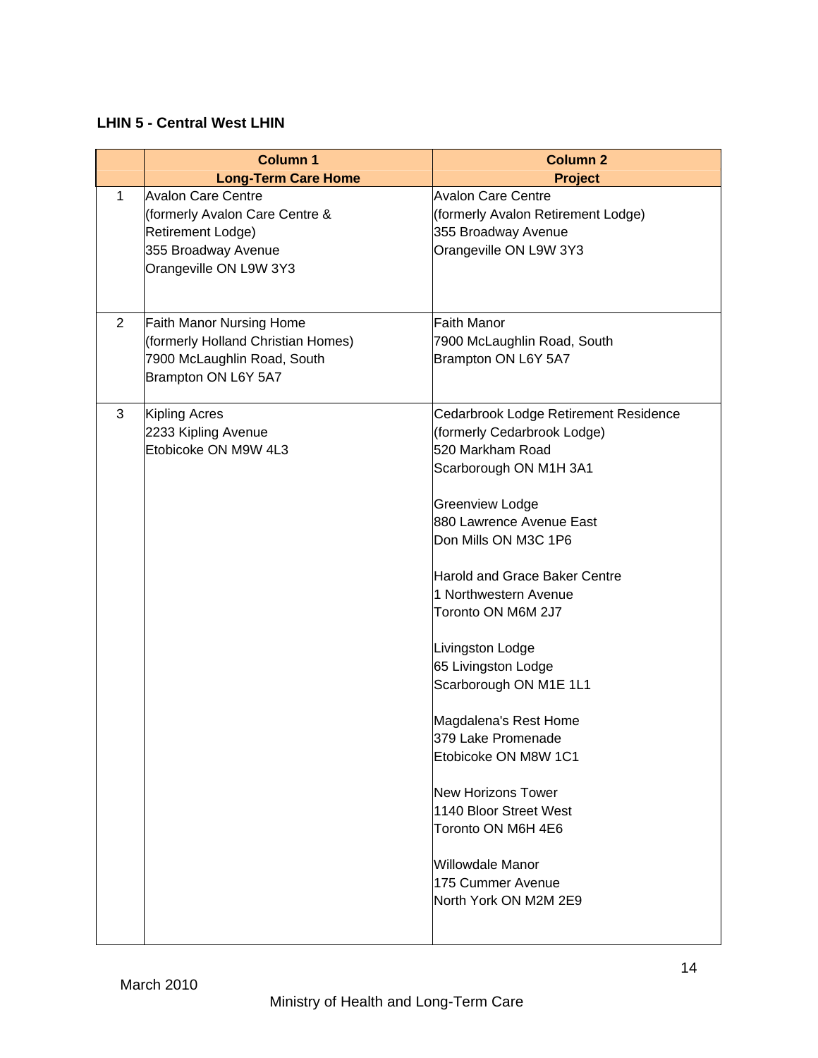**LHIN 5 - Central West LHIN**

| | Column 1<br>Long-Term Care Home | Column 2<br>Project |
|---|---|---|
| 1 | Avalon Care Centre<br>(formerly Avalon Care Centre & Retirement Lodge)<br>355 Broadway Avenue<br>Orangeville ON L9W 3Y3 | Avalon Care Centre<br>(formerly Avalon Retirement Lodge)<br>355 Broadway Avenue<br>Orangeville ON L9W 3Y3 |
| 2 | Faith Manor Nursing Home<br>(formerly Holland Christian Homes)<br>7900 McLaughlin Road, South<br>Brampton ON L6Y 5A7 | Faith Manor<br>7900 McLaughlin Road, South<br>Brampton ON L6Y 5A7 |
| 3 | Kipling Acres<br>2233 Kipling Avenue<br>Etobicoke ON M9W 4L3 | Cedarbrook Lodge Retirement Residence<br>(formerly Cedarbrook Lodge)<br>520 Markham Road<br>Scarborough ON M1H 3A1<br><br>Greenview Lodge<br>880 Lawrence Avenue East<br>Don Mills ON M3C 1P6<br><br>Harold and Grace Baker Centre<br>1 Northwestern Avenue<br>Toronto ON M6M 2J7<br><br>Livingston Lodge<br>65 Livingston Lodge<br>Scarborough ON M1E 1L1<br><br>Magdalena's Rest Home<br>379 Lake Promenade<br>Etobicoke ON M8W 1C1<br><br>New Horizons Tower<br>1140 Bloor Street West<br>Toronto ON M6H 4E6<br><br>Willowdale Manor<br>175 Cummer Avenue<br>North York ON M2M 2E9 |

March 2010

Ministry of Health and Long-Term Care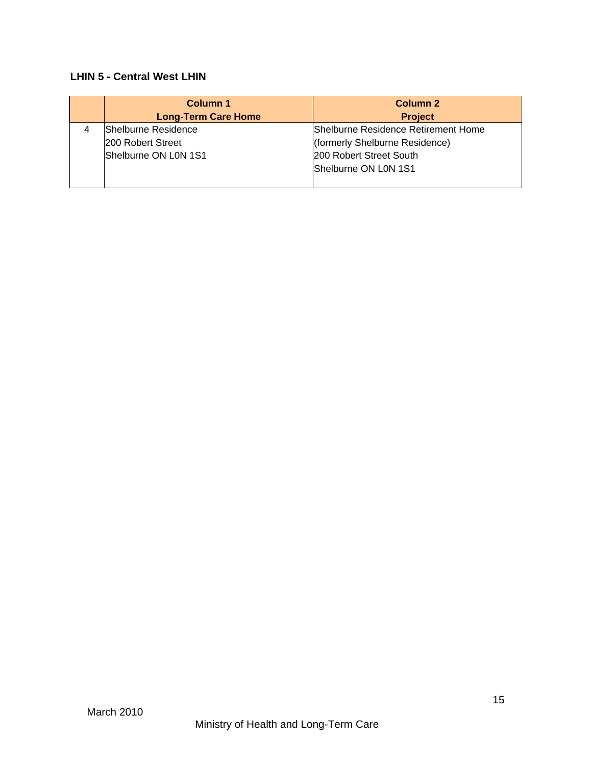## LHIN 5 - Central West LHIN

| | Column 1<br>Long-Term Care Home | Column 2<br>Project |
|---|---|---|
| 4 | Shelburne Residence<br>200 Robert Street<br>Shelburne ON L0N 1S1 | Shelburne Residence Retirement Home<br>(formerly Shelburne Residence)<br>200 Robert Street South<br>Shelburne ON L0N 1S1 |

March 2010

Ministry of Health and Long-Term Care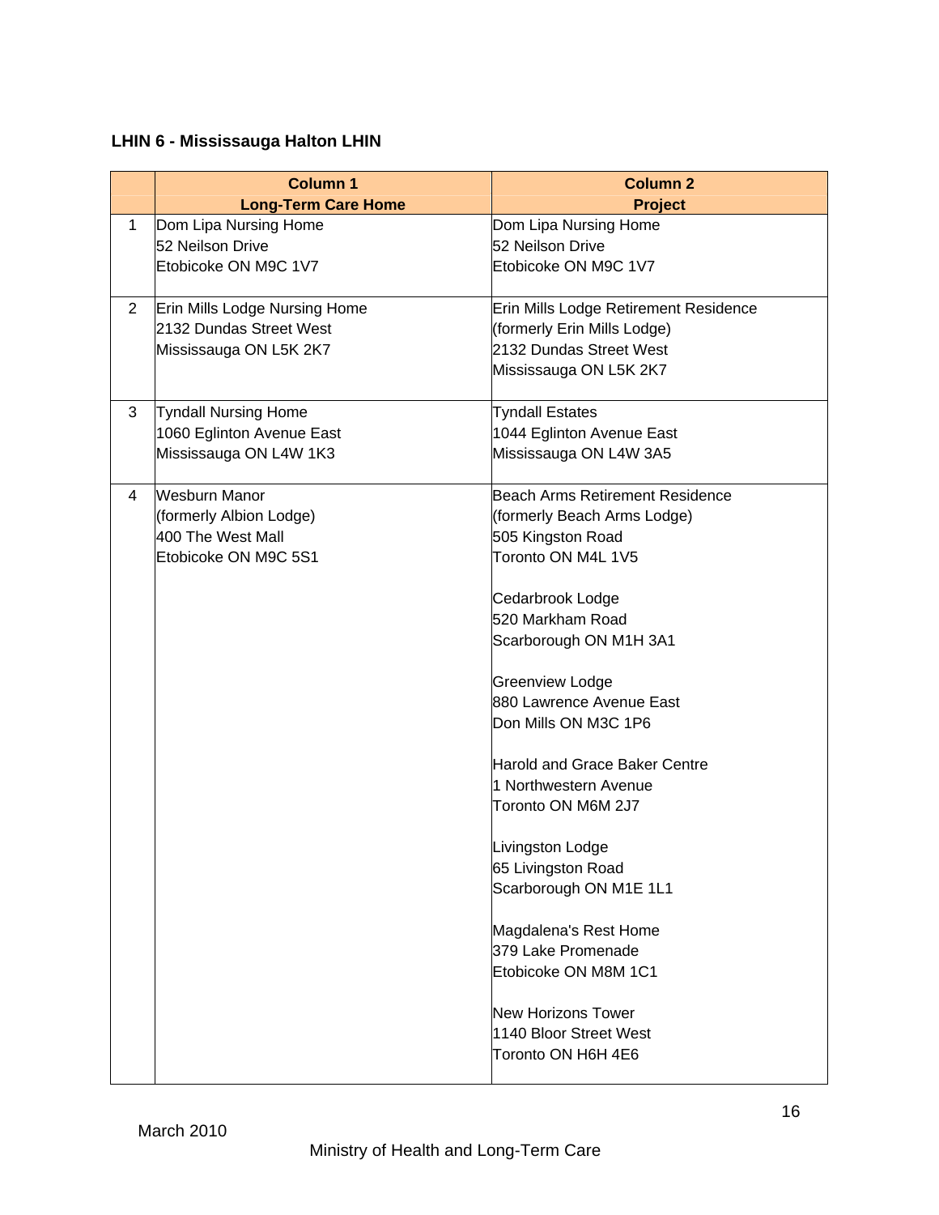**LHIN 6 - Mississauga Halton LHIN**

| | Column 1<br>Long-Term Care Home | Column 2<br>Project |
|---|---|---|
| 1 | Dom Lipa Nursing Home<br>52 Neilson Drive<br>Etobicoke ON M9C 1V7 | Dom Lipa Nursing Home<br>52 Neilson Drive<br>Etobicoke ON M9C 1V7 |
| 2 | Erin Mills Lodge Nursing Home<br>2132 Dundas Street West<br>Mississauga ON L5K 2K7 | Erin Mills Lodge Retirement Residence<br>(formerly Erin Mills Lodge)<br>2132 Dundas Street West<br>Mississauga ON L5K 2K7 |
| 3 | Tyndall Nursing Home<br>1060 Eglinton Avenue East<br>Mississauga ON L4W 1K3 | Tyndall Estates<br>1044 Eglinton Avenue East<br>Mississauga ON L4W 3A5 |
| 4 | Wesburn Manor<br>(formerly Albion Lodge)<br>400 The West Mall<br>Etobicoke ON M9C 5S1 | Beach Arms Retirement Residence<br>(formerly Beach Arms Lodge)<br>505 Kingston Road<br>Toronto ON M4L 1V5<br><br>Cedarbrook Lodge<br>520 Markham Road<br>Scarborough ON M1H 3A1<br><br>Greenview Lodge<br>880 Lawrence Avenue East<br>Don Mills ON M3C 1P6<br><br>Harold and Grace Baker Centre<br>1 Northwestern Avenue<br>Toronto ON M6M 2J7<br><br>Livingston Lodge<br>65 Livingston Road<br>Scarborough ON M1E 1L1<br><br>Magdalena's Rest Home<br>379 Lake Promenade<br>Etobicoke ON M8M 1C1<br><br>New Horizons Tower<br>1140 Bloor Street West<br>Toronto ON H6H 4E6 |

March 2010

Ministry of Health and Long-Term Care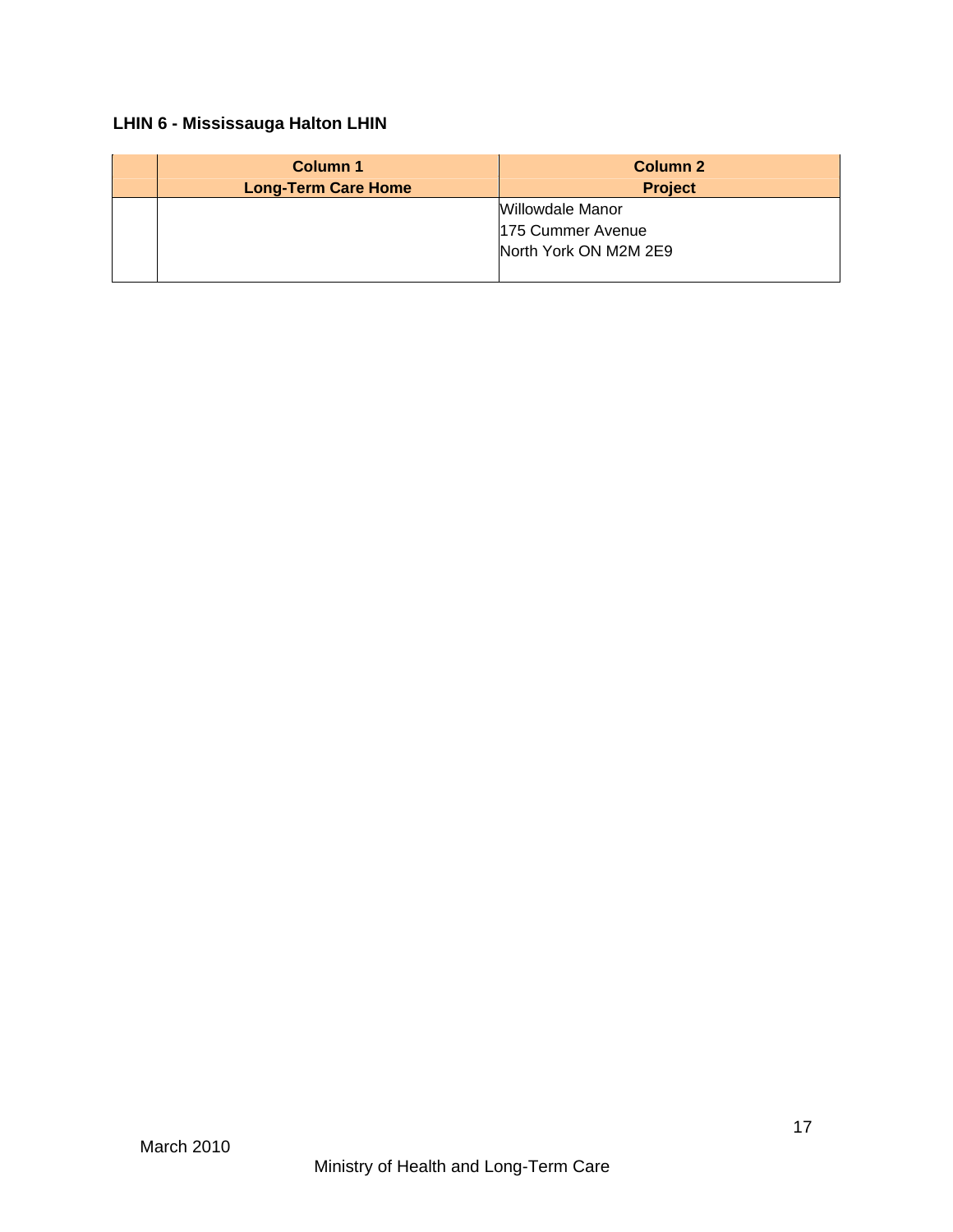### LHIN 6 - Mississauga Halton LHIN

| | Column 1<br>Long-Term Care Home | Column 2<br>Project |
|---|---|---|
| | | Willowdale Manor<br>175 Cummer Avenue<br>North York ON M2M 2E9 |

March 2010

Ministry of Health and Long-Term Care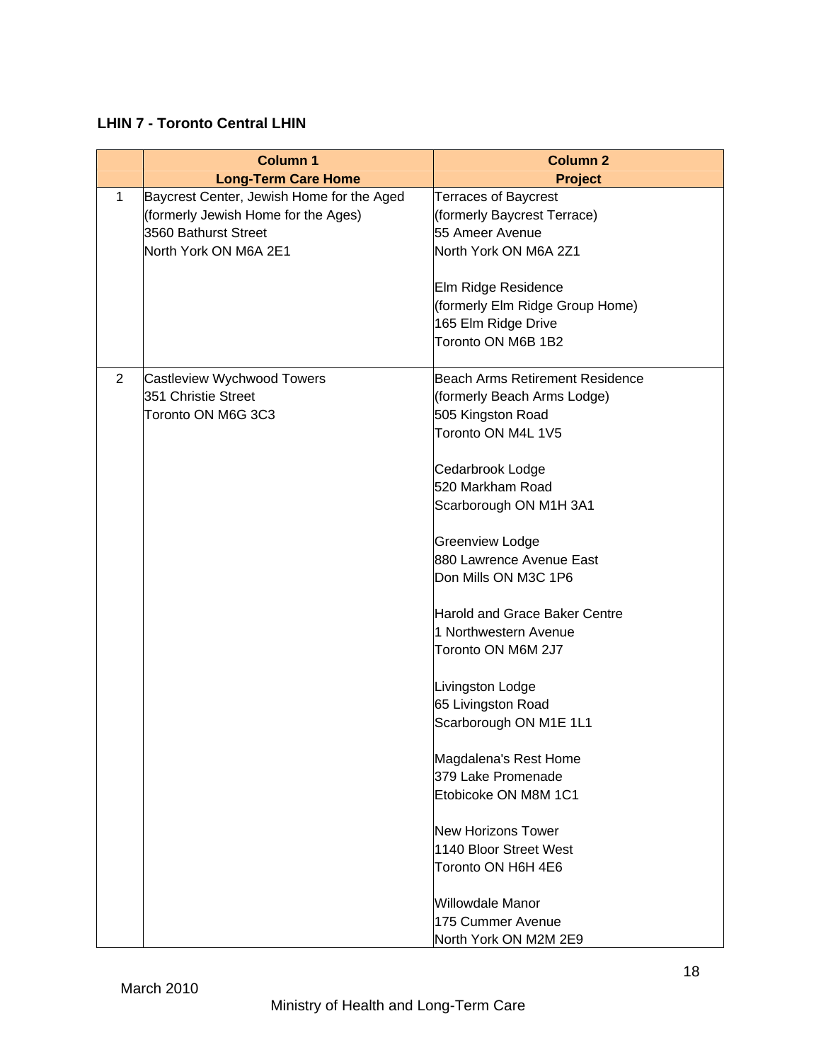**LHIN 7 - Toronto Central LHIN**

| | Column 1<br>Long-Term Care Home | Column 2<br>Project |
|---|---|---|
| 1 | Baycrest Center, Jewish Home for the Aged<br>(formerly Jewish Home for the Ages)<br>3560 Bathurst Street<br>North York ON M6A 2E1 | Terraces of Baycrest<br>(formerly Baycrest Terrace)<br>55 Ameer Avenue<br>North York ON M6A 2Z1<br><br>Elm Ridge Residence<br>(formerly Elm Ridge Group Home)<br>165 Elm Ridge Drive<br>Toronto ON M6B 1B2 |
| 2 | Castleview Wychwood Towers<br>351 Christie Street<br>Toronto ON M6G 3C3 | Beach Arms Retirement Residence<br>(formerly Beach Arms Lodge)<br>505 Kingston Road<br>Toronto ON M4L 1V5<br><br>Cedarbrook Lodge<br>520 Markham Road<br>Scarborough ON M1H 3A1<br><br>Greenview Lodge<br>880 Lawrence Avenue East<br>Don Mills ON M3C 1P6<br><br>Harold and Grace Baker Centre<br>1 Northwestern Avenue<br>Toronto ON M6M 2J7<br><br>Livingston Lodge<br>65 Livingston Road<br>Scarborough ON M1E 1L1<br><br>Magdalena's Rest Home<br>379 Lake Promenade<br>Etobicoke ON M8M 1C1<br><br>New Horizons Tower<br>1140 Bloor Street West<br>Toronto ON H6H 4E6<br><br>Willowdale Manor<br>175 Cummer Avenue<br>North York ON M2M 2E9 |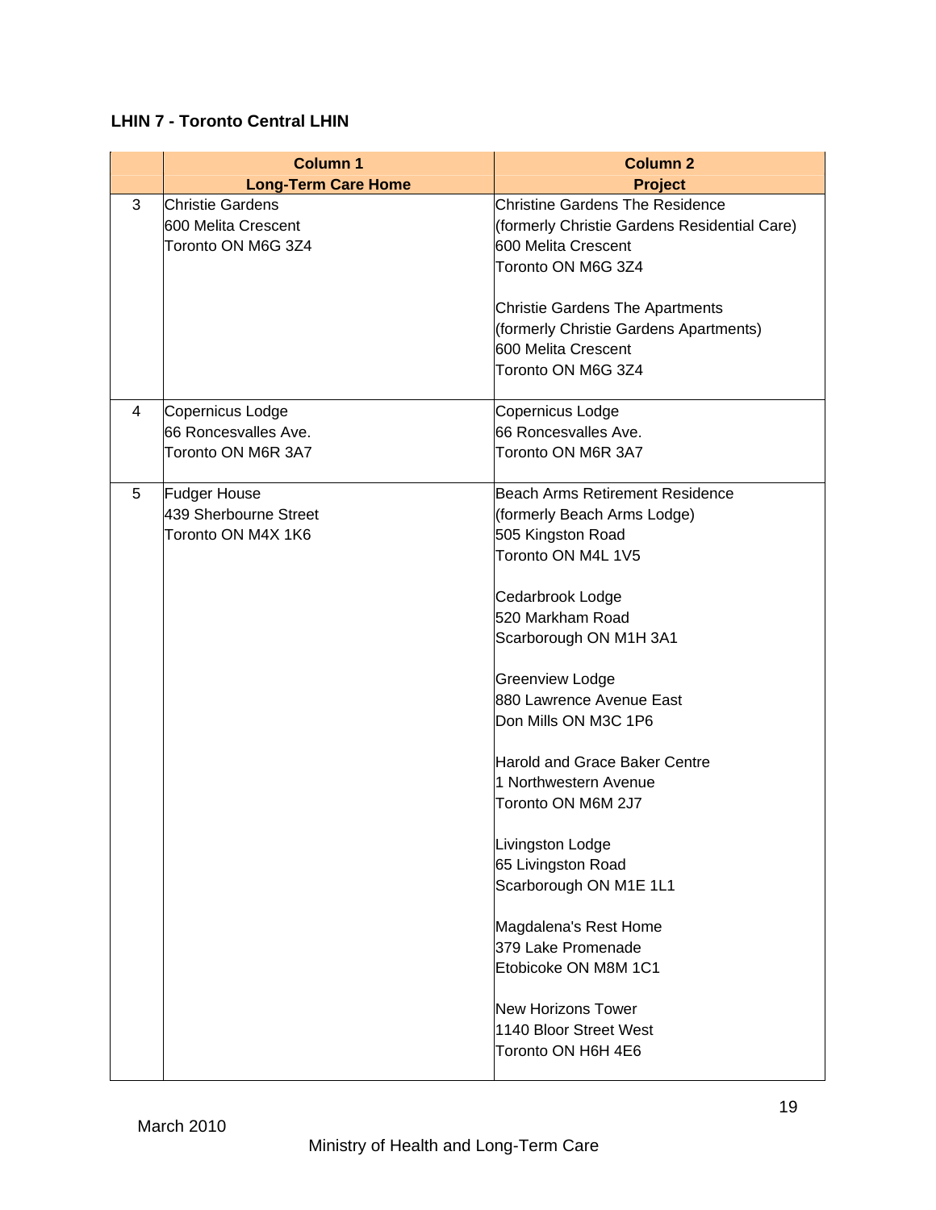**LHIN 7 - Toronto Central LHIN**

| | Column 1<br>Long-Term Care Home | Column 2<br>Project |
|---|---|---|
| 3 | Christie Gardens<br>600 Melita Crescent<br>Toronto ON M6G 3Z4 | Christine Gardens The Residence<br>(formerly Christie Gardens Residential Care)<br>600 Melita Crescent<br>Toronto ON M6G 3Z4<br><br>Christie Gardens The Apartments<br>(formerly Christie Gardens Apartments)<br>600 Melita Crescent<br>Toronto ON M6G 3Z4 |
| 4 | Copernicus Lodge<br>66 Roncesvalles Ave.<br>Toronto ON M6R 3A7 | Copernicus Lodge<br>66 Roncesvalles Ave.<br>Toronto ON M6R 3A7 |
| 5 | Fudger House<br>439 Sherbourne Street<br>Toronto ON M4X 1K6 | Beach Arms Retirement Residence<br>(formerly Beach Arms Lodge)<br>505 Kingston Road<br>Toronto ON M4L 1V5<br><br>Cedarbrook Lodge<br>520 Markham Road<br>Scarborough ON M1H 3A1<br><br>Greenview Lodge<br>880 Lawrence Avenue East<br>Don Mills ON M3C 1P6<br><br>Harold and Grace Baker Centre<br>1 Northwestern Avenue<br>Toronto ON M6M 2J7<br><br>Livingston Lodge<br>65 Livingston Road<br>Scarborough ON M1E 1L1<br><br>Magdalena's Rest Home<br>379 Lake Promenade<br>Etobicoke ON M8M 1C1<br><br>New Horizons Tower<br>1140 Bloor Street West<br>Toronto ON H6H 4E6 |

March 2010

Ministry of Health and Long-Term Care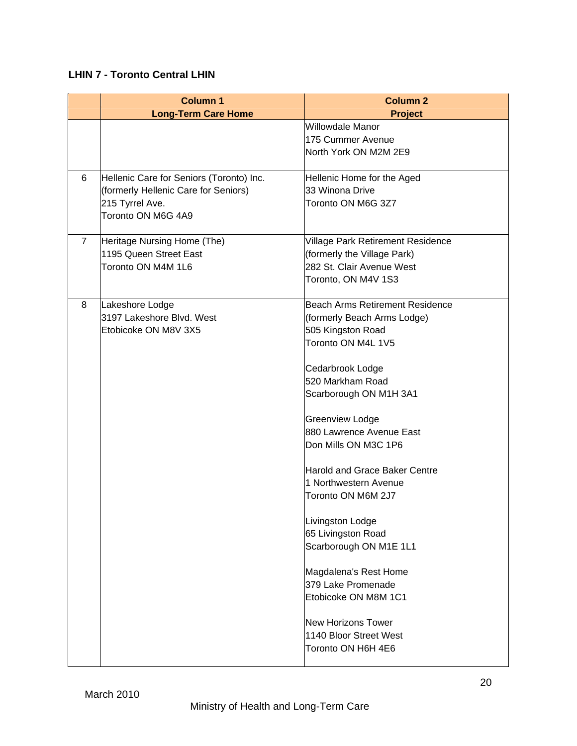### LHIN 7 - Toronto Central LHIN

| | Column 1<br>Long-Term Care Home | Column 2<br>Project |
|---|---|---|
| | | Willowdale Manor<br>175 Cummer Avenue<br>North York ON M2M 2E9 |
| 6 | Hellenic Care for Seniors (Toronto) Inc.<br>(formerly Hellenic Care for Seniors)<br>215 Tyrrel Ave.<br>Toronto ON M6G 4A9 | Hellenic Home for the Aged<br>33 Winona Drive<br>Toronto ON M6G 3Z7 |
| 7 | Heritage Nursing Home (The)<br>1195 Queen Street East<br>Toronto ON M4M 1L6 | Village Park Retirement Residence<br>(formerly the Village Park)<br>282 St. Clair Avenue West<br>Toronto, ON M4V 1S3 |
| 8 | Lakeshore Lodge<br>3197 Lakeshore Blvd. West<br>Etobicoke ON M8V 3X5 | Beach Arms Retirement Residence<br>(formerly Beach Arms Lodge)<br>505 Kingston Road<br>Toronto ON M4L 1V5<br><br>Cedarbrook Lodge<br>520 Markham Road<br>Scarborough ON M1H 3A1<br><br>Greenview Lodge<br>880 Lawrence Avenue East<br>Don Mills ON M3C 1P6<br><br>Harold and Grace Baker Centre<br>1 Northwestern Avenue<br>Toronto ON M6M 2J7<br><br>Livingston Lodge<br>65 Livingston Road<br>Scarborough ON M1E 1L1<br><br>Magdalena's Rest Home<br>379 Lake Promenade<br>Etobicoke ON M8M 1C1<br><br>New Horizons Tower<br>1140 Bloor Street West<br>Toronto ON H6H 4E6 |

March 2010

Ministry of Health and Long-Term Care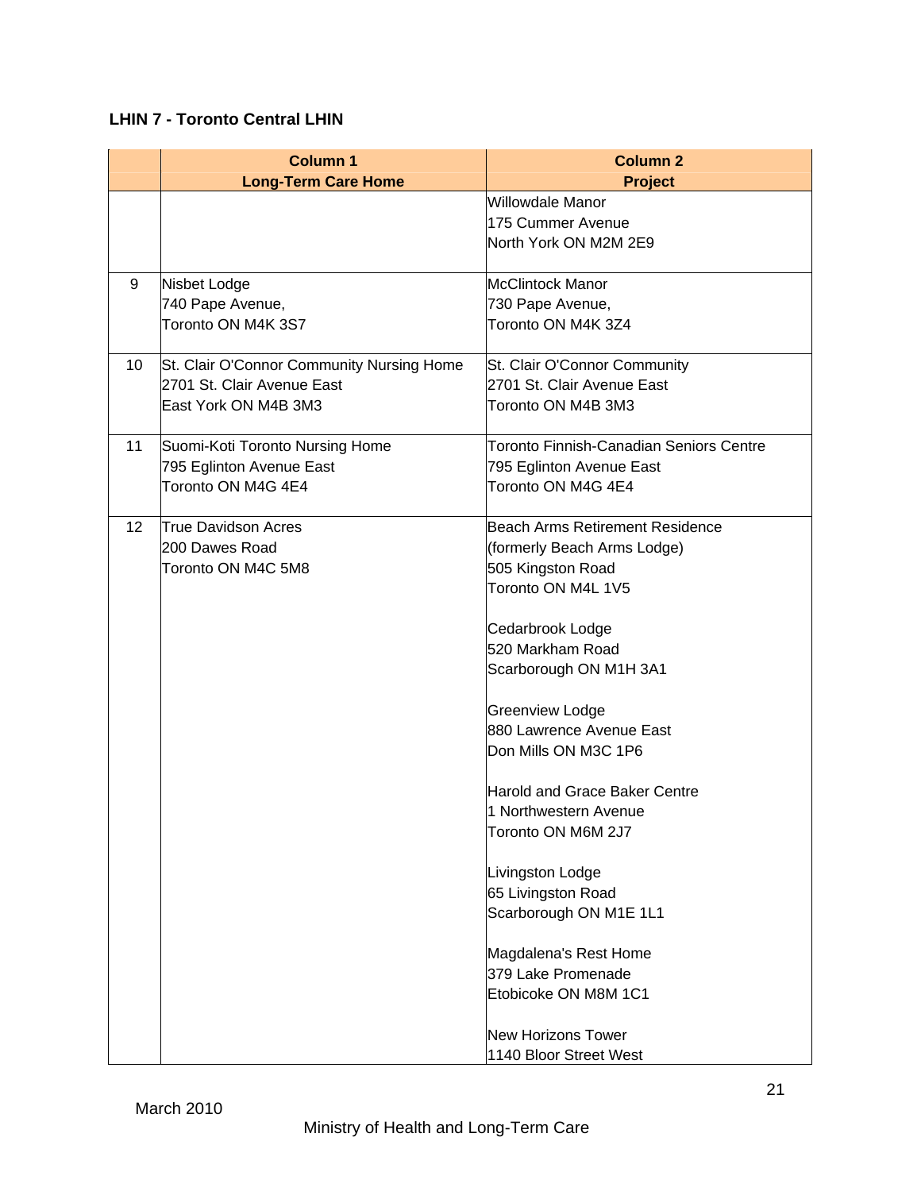**LHIN 7 - Toronto Central LHIN**

| | Column 1<br>Long-Term Care Home | Column 2<br>Project |
|---|---|---|
| | | Willowdale Manor<br>175 Cummer Avenue<br>North York ON M2M 2E9 |
| 9 | Nisbet Lodge<br>740 Pape Avenue,<br>Toronto ON M4K 3S7 | McClintock Manor<br>730 Pape Avenue,<br>Toronto ON M4K 3Z4 |
| 10 | St. Clair O'Connor Community Nursing Home<br>2701 St. Clair Avenue East<br>East York ON M4B 3M3 | St. Clair O'Connor Community<br>2701 St. Clair Avenue East<br>Toronto ON M4B 3M3 |
| 11 | Suomi-Koti Toronto Nursing Home<br>795 Eglinton Avenue East<br>Toronto ON M4G 4E4 | Toronto Finnish-Canadian Seniors Centre<br>795 Eglinton Avenue East<br>Toronto ON M4G 4E4 |
| 12 | True Davidson Acres<br>200 Dawes Road<br>Toronto ON M4C 5M8 | Beach Arms Retirement Residence<br>(formerly Beach Arms Lodge)<br>505 Kingston Road<br>Toronto ON M4L 1V5<br><br>Cedarbrook Lodge<br>520 Markham Road<br>Scarborough ON M1H 3A1<br><br>Greenview Lodge<br>880 Lawrence Avenue East<br>Don Mills ON M3C 1P6<br><br>Harold and Grace Baker Centre<br>1 Northwestern Avenue<br>Toronto ON M6M 2J7<br><br>Livingston Lodge<br>65 Livingston Road<br>Scarborough ON M1E 1L1<br><br>Magdalena's Rest Home<br>379 Lake Promenade<br>Etobicoke ON M8M 1C1<br><br>New Horizons Tower<br>1140 Bloor Street West |

March 2010

Ministry of Health and Long-Term Care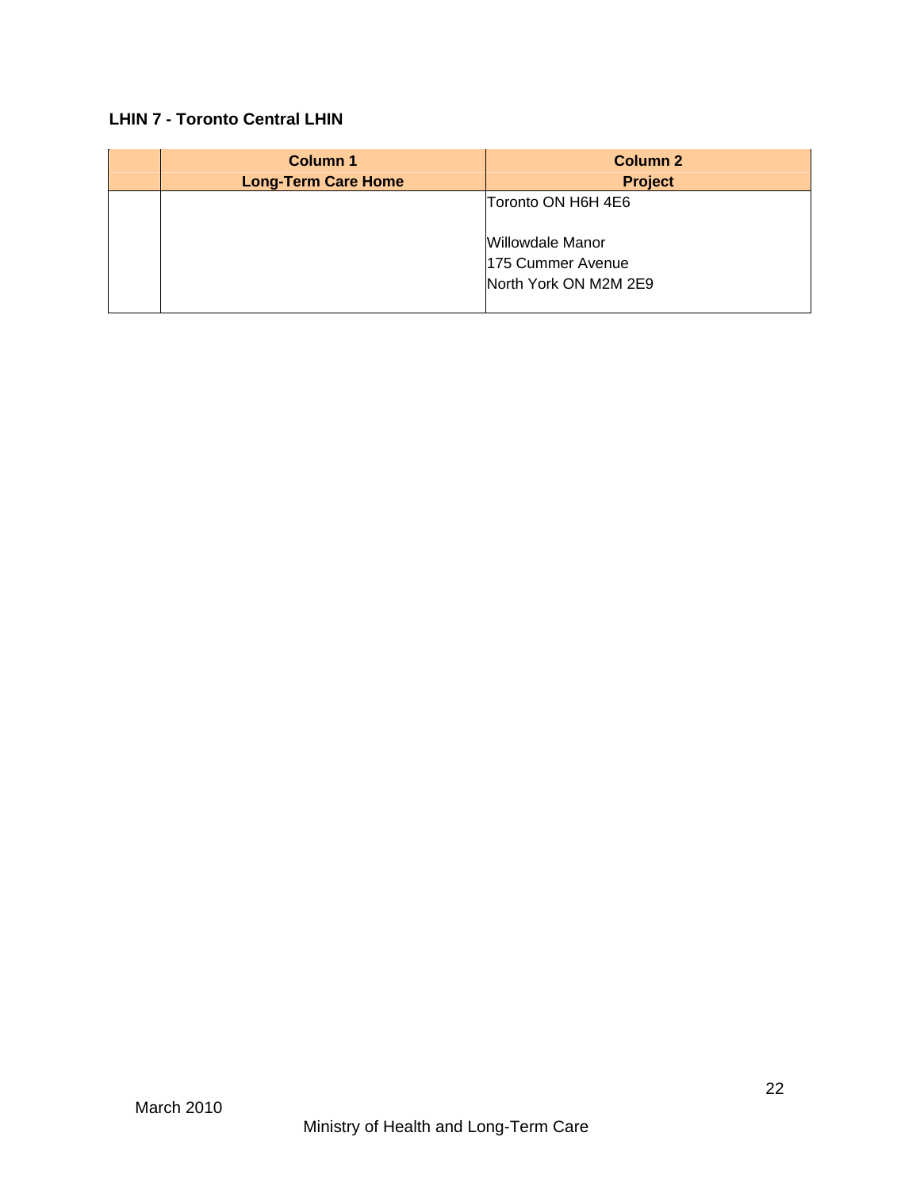**LHIN 7 - Toronto Central LHIN**

| | Column 1<br>Long-Term Care Home | Column 2<br>Project |
|---|---|---|
| | | Toronto ON H6H 4E6<br><br>Willowdale Manor<br>175 Cummer Avenue<br>North York ON M2M 2E9 |

March 2010

Ministry of Health and Long-Term Care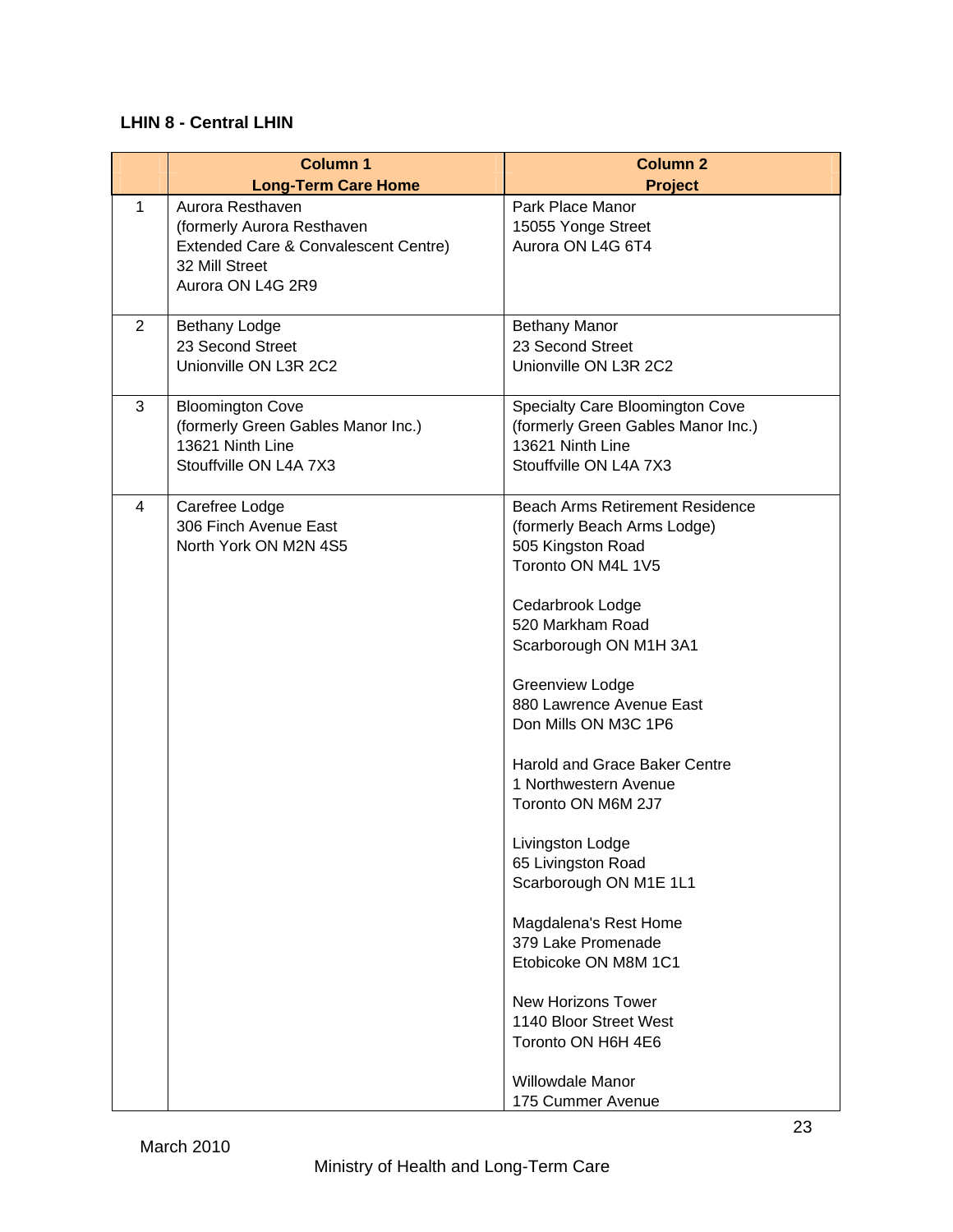**LHIN 8 - Central LHIN**

| | Column 1<br>Long-Term Care Home | Column 2<br>Project |
|---|---|---|
| 1 | Aurora Resthaven<br>(formerly Aurora Resthaven<br>Extended Care & Convalescent Centre)<br>32 Mill Street<br>Aurora ON L4G 2R9 | Park Place Manor<br>15055 Yonge Street<br>Aurora ON L4G 6T4 |
| 2 | Bethany Lodge<br>23 Second Street<br>Unionville ON L3R 2C2 | Bethany Manor<br>23 Second Street<br>Unionville ON L3R 2C2 |
| 3 | Bloomington Cove<br>(formerly Green Gables Manor Inc.)<br>13621 Ninth Line<br>Stouffville ON L4A 7X3 | Specialty Care Bloomington Cove<br>(formerly Green Gables Manor Inc.)<br>13621 Ninth Line<br>Stouffville ON L4A 7X3 |
| 4 | Carefree Lodge<br>306 Finch Avenue East<br>North York ON M2N 4S5 | Beach Arms Retirement Residence<br>(formerly Beach Arms Lodge)<br>505 Kingston Road<br>Toronto ON M4L 1V5<br><br>Cedarbrook Lodge<br>520 Markham Road<br>Scarborough ON M1H 3A1<br><br>Greenview Lodge<br>880 Lawrence Avenue East<br>Don Mills ON M3C 1P6<br><br>Harold and Grace Baker Centre<br>1 Northwestern Avenue<br>Toronto ON M6M 2J7<br><br>Livingston Lodge<br>65 Livingston Road<br>Scarborough ON M1E 1L1<br><br>Magdalena's Rest Home<br>379 Lake Promenade<br>Etobicoke ON M8M 1C1<br><br>New Horizons Tower<br>1140 Bloor Street West<br>Toronto ON H6H 4E6<br><br>Willowdale Manor<br>175 Cummer Avenue |

March 2010

Ministry of Health and Long-Term Care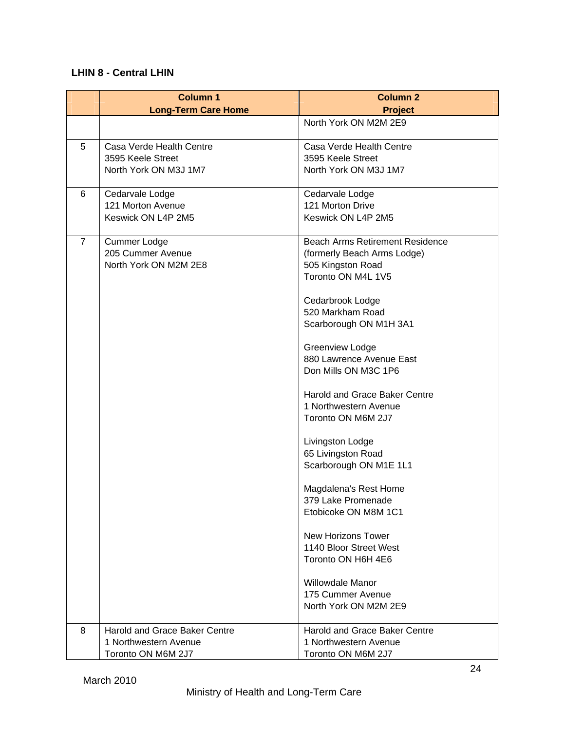**LHIN 8 - Central LHIN**

| | Column 1<br>Long-Term Care Home | Column 2<br>Project |
|---|---|---|
| | | North York ON M2M 2E9 |
| 5 | Casa Verde Health Centre<br>3595 Keele Street<br>North York ON M3J 1M7 | Casa Verde Health Centre<br>3595 Keele Street<br>North York ON M3J 1M7 |
| 6 | Cedarvale Lodge<br>121 Morton Avenue<br>Keswick ON L4P 2M5 | Cedarvale Lodge<br>121 Morton Drive<br>Keswick ON L4P 2M5 |
| 7 | Cummer Lodge<br>205 Cummer Avenue<br>North York ON M2M 2E8 | Beach Arms Retirement Residence<br>(formerly Beach Arms Lodge)<br>505 Kingston Road<br>Toronto ON M4L 1V5<br><br>Cedarbrook Lodge<br>520 Markham Road<br>Scarborough ON M1H 3A1<br><br>Greenview Lodge<br>880 Lawrence Avenue East<br>Don Mills ON M3C 1P6<br><br>Harold and Grace Baker Centre<br>1 Northwestern Avenue<br>Toronto ON M6M 2J7<br><br>Livingston Lodge<br>65 Livingston Road<br>Scarborough ON M1E 1L1<br><br>Magdalena's Rest Home<br>379 Lake Promenade<br>Etobicoke ON M8M 1C1<br><br>New Horizons Tower<br>1140 Bloor Street West<br>Toronto ON H6H 4E6<br><br>Willowdale Manor<br>175 Cummer Avenue<br>North York ON M2M 2E9 |
| 8 | Harold and Grace Baker Centre<br>1 Northwestern Avenue<br>Toronto ON M6M 2J7 | Harold and Grace Baker Centre<br>1 Northwestern Avenue<br>Toronto ON M6M 2J7 |

March 2010

Ministry of Health and Long-Term Care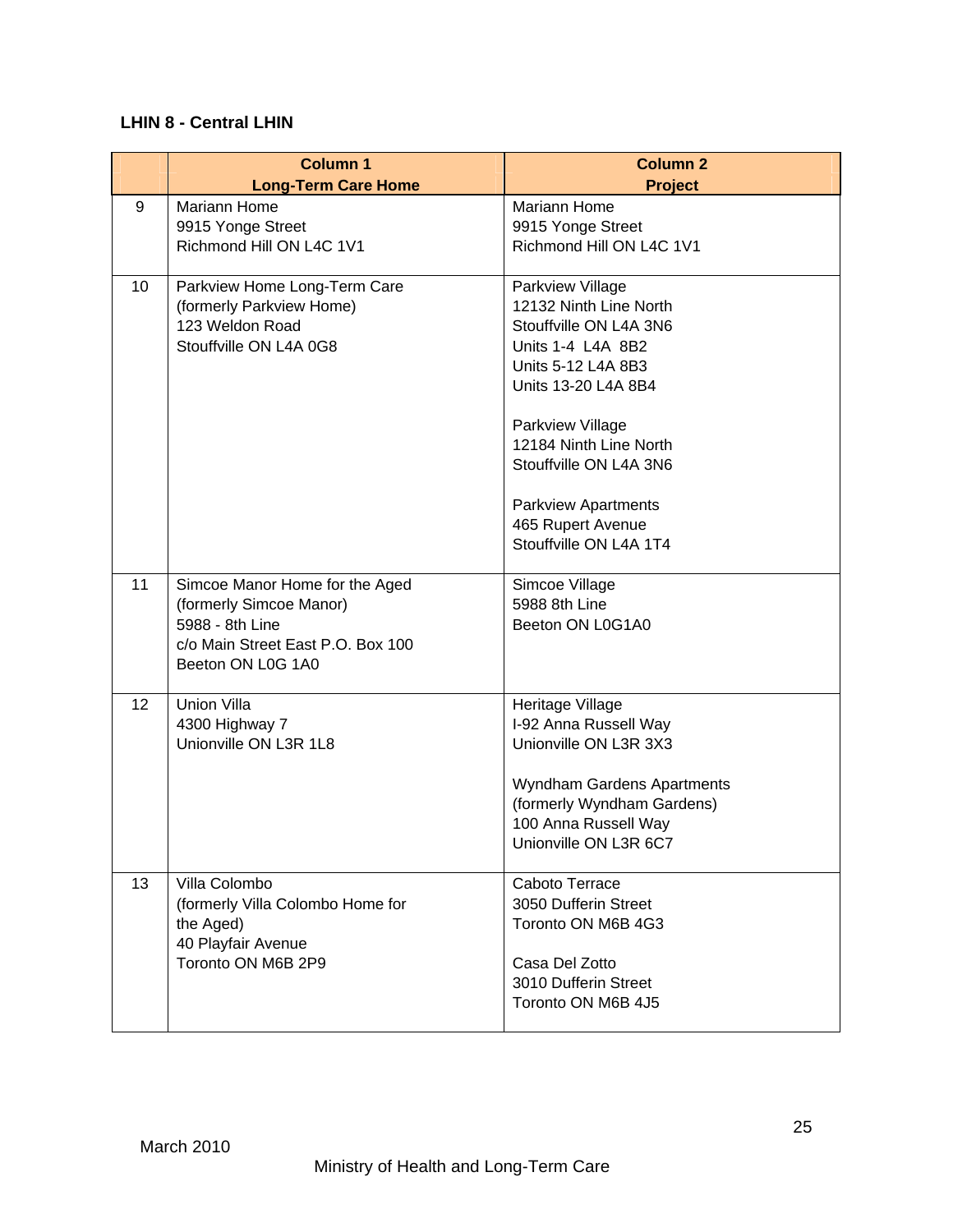**LHIN 8 - Central LHIN**

| | Column 1<br>Long-Term Care Home | Column 2<br>Project |
|---|---|---|
| 9 | Mariann Home<br>9915 Yonge Street<br>Richmond Hill ON L4C 1V1 | Mariann Home<br>9915 Yonge Street<br>Richmond Hill ON L4C 1V1 |
| 10 | Parkview Home Long-Term Care<br>(formerly Parkview Home)<br>123 Weldon Road<br>Stouffville ON L4A 0G8 | Parkview Village<br>12132 Ninth Line North<br>Stouffville ON L4A 3N6<br>Units 1-4 L4A 8B2<br>Units 5-12 L4A 8B3<br>Units 13-20 L4A 8B4<br><br>Parkview Village<br>12184 Ninth Line North<br>Stouffville ON L4A 3N6<br><br>Parkview Apartments<br>465 Rupert Avenue<br>Stouffville ON L4A 1T4 |
| 11 | Simcoe Manor Home for the Aged<br>(formerly Simcoe Manor)<br>5988 - 8th Line<br>c/o Main Street East P.O. Box 100<br>Beeton ON L0G 1A0 | Simcoe Village<br>5988 8th Line<br>Beeton ON L0G1A0 |
| 12 | Union Villa<br>4300 Highway 7<br>Unionville ON L3R 1L8 | Heritage Village<br>I-92 Anna Russell Way<br>Unionville ON L3R 3X3<br><br>Wyndham Gardens Apartments<br>(formerly Wyndham Gardens)<br>100 Anna Russell Way<br>Unionville ON L3R 6C7 |
| 13 | Villa Colombo<br>(formerly Villa Colombo Home for the Aged)<br>40 Playfair Avenue<br>Toronto ON M6B 2P9 | Caboto Terrace<br>3050 Dufferin Street<br>Toronto ON M6B 4G3<br><br>Casa Del Zotto<br>3010 Dufferin Street<br>Toronto ON M6B 4J5 |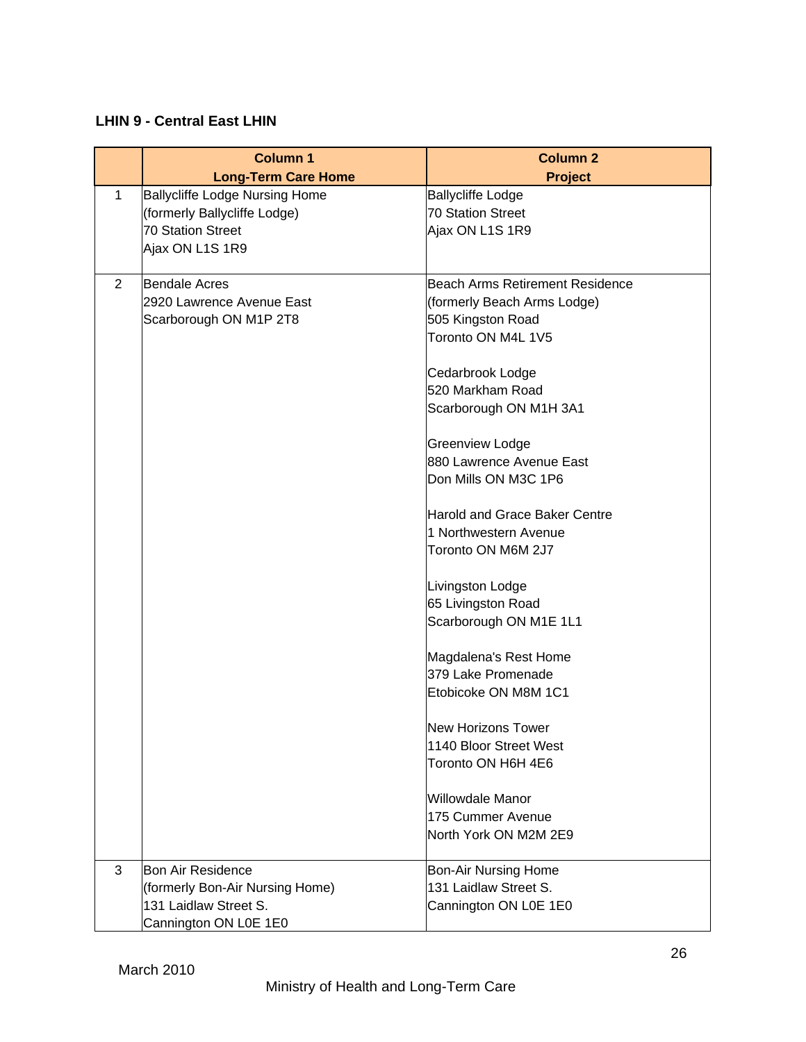**LHIN 9 - Central East LHIN**

| | Column 1<br>Long-Term Care Home | Column 2<br>Project |
|---|---|---|
| 1 | Ballycliffe Lodge Nursing Home<br>(formerly Ballycliffe Lodge)<br>70 Station Street<br>Ajax ON L1S 1R9 | Ballycliffe Lodge<br>70 Station Street<br>Ajax ON L1S 1R9 |
| 2 | Bendale Acres<br>2920 Lawrence Avenue East<br>Scarborough ON M1P 2T8 | Beach Arms Retirement Residence<br>(formerly Beach Arms Lodge)<br>505 Kingston Road<br>Toronto ON M4L 1V5<br><br>Cedarbrook Lodge<br>520 Markham Road<br>Scarborough ON M1H 3A1<br><br>Greenview Lodge<br>880 Lawrence Avenue East<br>Don Mills ON M3C 1P6<br><br>Harold and Grace Baker Centre<br>1 Northwestern Avenue<br>Toronto ON M6M 2J7<br><br>Livingston Lodge<br>65 Livingston Road<br>Scarborough ON M1E 1L1<br><br>Magdalena's Rest Home<br>379 Lake Promenade<br>Etobicoke ON M8M 1C1<br><br>New Horizons Tower<br>1140 Bloor Street West<br>Toronto ON H6H 4E6<br><br>Willowdale Manor<br>175 Cummer Avenue<br>North York ON M2M 2E9 |
| 3 | Bon Air Residence<br>(formerly Bon-Air Nursing Home)<br>131 Laidlaw Street S.<br>Cannington ON L0E 1E0 | Bon-Air Nursing Home<br>131 Laidlaw Street S.<br>Cannington ON L0E 1E0 |

March 2010

Ministry of Health and Long-Term Care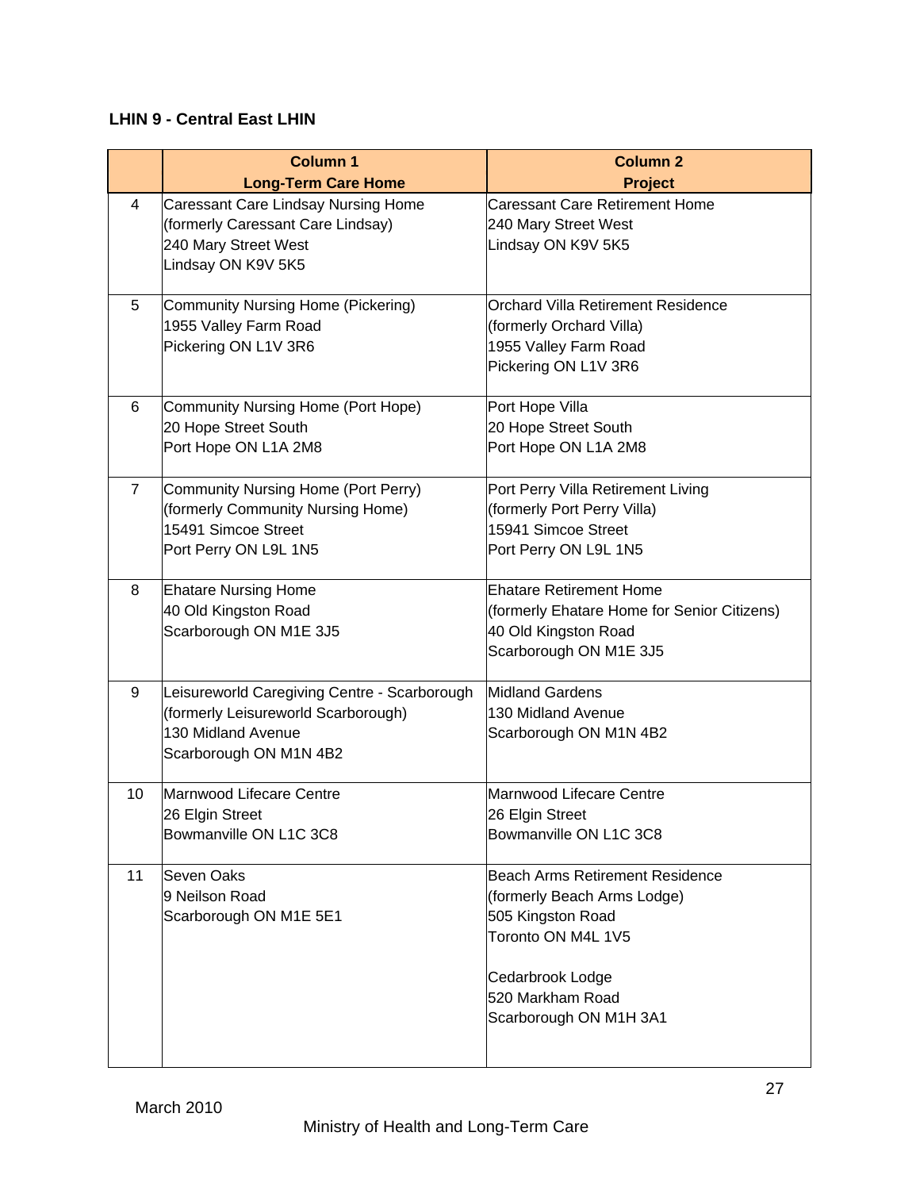**LHIN 9 - Central East LHIN**

| | Column 1<br>Long-Term Care Home | Column 2<br>Project |
|---|---|---|
| 4 | Caressant Care Lindsay Nursing Home<br>(formerly Caressant Care Lindsay)<br>240 Mary Street West<br>Lindsay ON K9V 5K5 | Caressant Care Retirement Home<br>240 Mary Street West<br>Lindsay ON K9V 5K5 |
| 5 | Community Nursing Home (Pickering)<br>1955 Valley Farm Road<br>Pickering ON L1V 3R6 | Orchard Villa Retirement Residence<br>(formerly Orchard Villa)<br>1955 Valley Farm Road<br>Pickering ON L1V 3R6 |
| 6 | Community Nursing Home (Port Hope)<br>20 Hope Street South<br>Port Hope ON L1A 2M8 | Port Hope Villa<br>20 Hope Street South<br>Port Hope ON L1A 2M8 |
| 7 | Community Nursing Home (Port Perry)<br>(formerly Community Nursing Home)<br>15491 Simcoe Street<br>Port Perry ON L9L 1N5 | Port Perry Villa Retirement Living<br>(formerly Port Perry Villa)<br>15941 Simcoe Street<br>Port Perry ON L9L 1N5 |
| 8 | Ehatare Nursing Home<br>40 Old Kingston Road<br>Scarborough ON M1E 3J5 | Ehatare Retirement Home<br>(formerly Ehatare Home for Senior Citizens)<br>40 Old Kingston Road<br>Scarborough ON M1E 3J5 |
| 9 | Leisureworld Caregiving Centre - Scarborough<br>(formerly Leisureworld Scarborough)<br>130 Midland Avenue<br>Scarborough ON M1N 4B2 | Midland Gardens<br>130 Midland Avenue<br>Scarborough ON M1N 4B2 |
| 10 | Marnwood Lifecare Centre<br>26 Elgin Street<br>Bowmanville ON L1C 3C8 | Marnwood Lifecare Centre<br>26 Elgin Street<br>Bowmanville ON L1C 3C8 |
| 11 | Seven Oaks<br>9 Neilson Road<br>Scarborough ON M1E 5E1 | Beach Arms Retirement Residence<br>(formerly Beach Arms Lodge)<br>505 Kingston Road<br>Toronto ON M4L 1V5<br><br>Cedarbrook Lodge<br>520 Markham Road<br>Scarborough ON M1H 3A1 |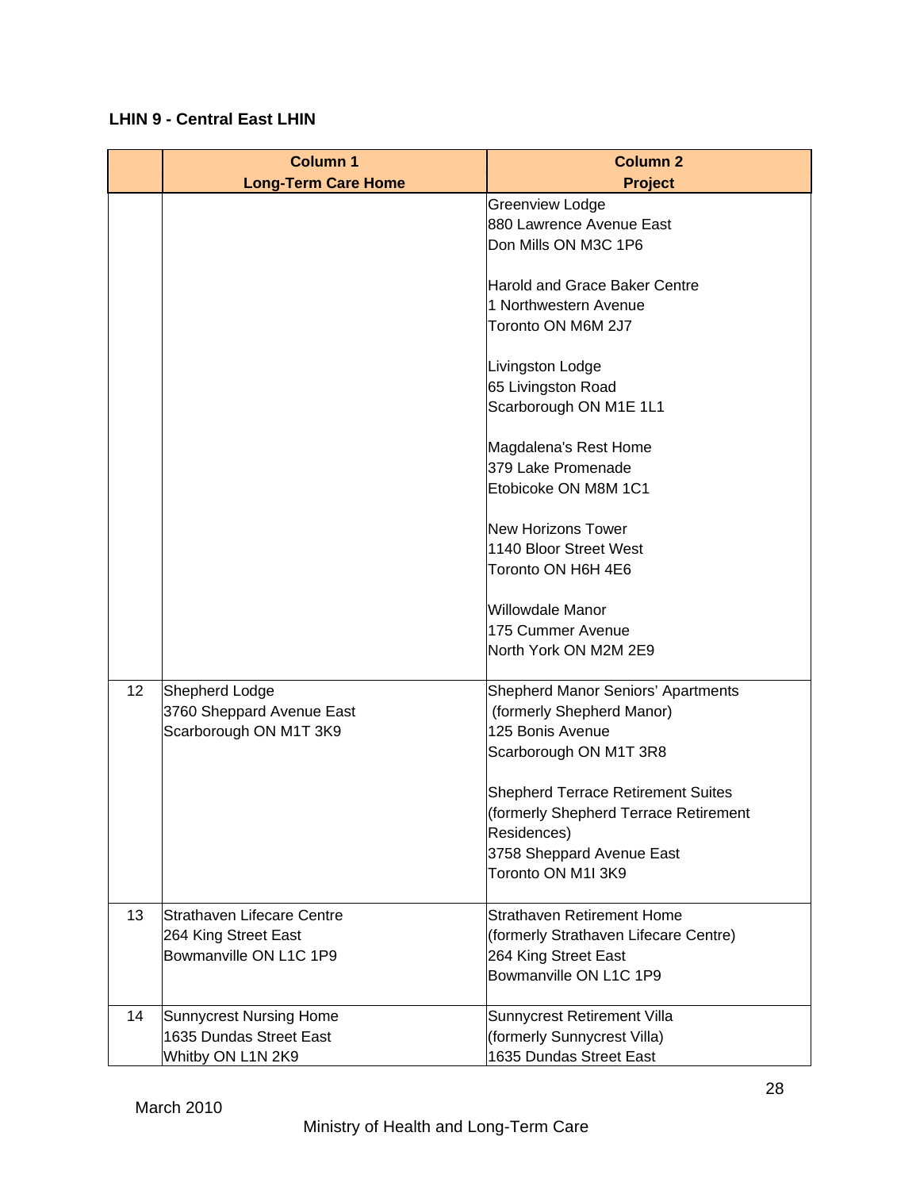**LHIN 9 - Central East LHIN**

| | Column 1<br>Long-Term Care Home | Column 2<br>Project |
|---|---|---|
| | | Greenview Lodge<br>880 Lawrence Avenue East<br>Don Mills ON M3C 1P6<br><br>Harold and Grace Baker Centre<br>1 Northwestern Avenue<br>Toronto ON M6M 2J7<br><br>Livingston Lodge<br>65 Livingston Road<br>Scarborough ON M1E 1L1<br><br>Magdalena's Rest Home<br>379 Lake Promenade<br>Etobicoke ON M8M 1C1<br><br>New Horizons Tower<br>1140 Bloor Street West<br>Toronto ON H6H 4E6<br><br>Willowdale Manor<br>175 Cummer Avenue<br>North York ON M2M 2E9 |
| 12 | Shepherd Lodge<br>3760 Sheppard Avenue East<br>Scarborough ON M1T 3K9 | Shepherd Manor Seniors' Apartments<br>(formerly Shepherd Manor)<br>125 Bonis Avenue<br>Scarborough ON M1T 3R8<br><br>Shepherd Terrace Retirement Suites<br>(formerly Shepherd Terrace Retirement Residences)<br>3758 Sheppard Avenue East<br>Toronto ON M1I 3K9 |
| 13 | Strathaven Lifecare Centre<br>264 King Street East<br>Bowmanville ON L1C 1P9 | Strathaven Retirement Home<br>(formerly Strathaven Lifecare Centre)<br>264 King Street East<br>Bowmanville ON L1C 1P9 |
| 14 | Sunnycrest Nursing Home<br>1635 Dundas Street East<br>Whitby ON L1N 2K9 | Sunnycrest Retirement Villa<br>(formerly Sunnycrest Villa)<br>1635 Dundas Street East |

March 2010

Ministry of Health and Long-Term Care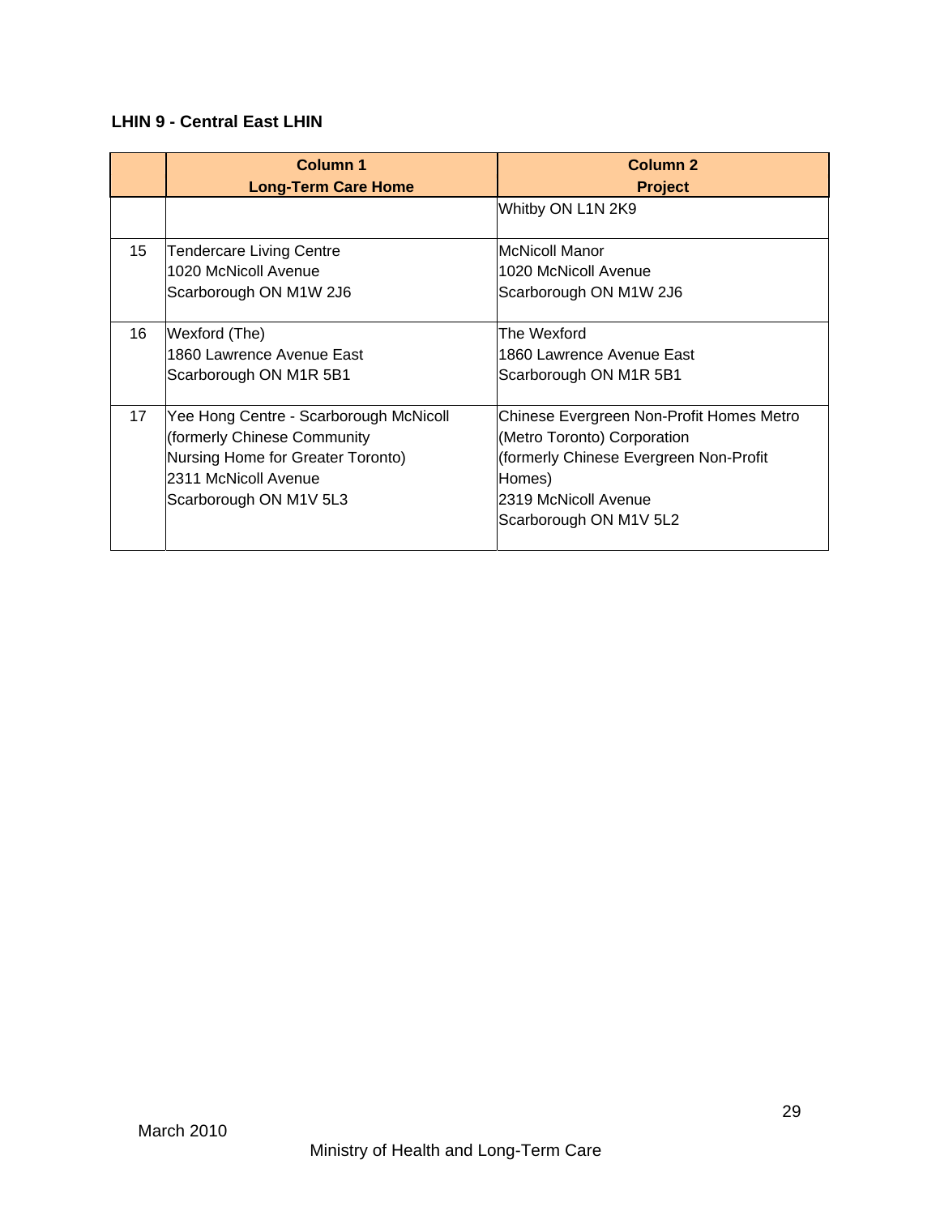**LHIN 9 - Central East LHIN**

| | Column 1<br>Long-Term Care Home | Column 2<br>Project |
|---|---|---|
| | | Whitby ON L1N 2K9 |
| 15 | Tendercare Living Centre<br>1020 McNicoll Avenue<br>Scarborough ON M1W 2J6 | McNicoll Manor<br>1020 McNicoll Avenue<br>Scarborough ON M1W 2J6 |
| 16 | Wexford (The)<br>1860 Lawrence Avenue East<br>Scarborough ON M1R 5B1 | The Wexford<br>1860 Lawrence Avenue East<br>Scarborough ON M1R 5B1 |
| 17 | Yee Hong Centre - Scarborough McNicoll<br>(formerly Chinese Community<br>Nursing Home for Greater Toronto)<br>2311 McNicoll Avenue<br>Scarborough ON M1V 5L3 | Chinese Evergreen Non-Profit Homes Metro<br>(Metro Toronto) Corporation<br>(formerly Chinese Evergreen Non-Profit<br>Homes)<br>2319 McNicoll Avenue<br>Scarborough ON M1V 5L2 |

March 2010

Ministry of Health and Long-Term Care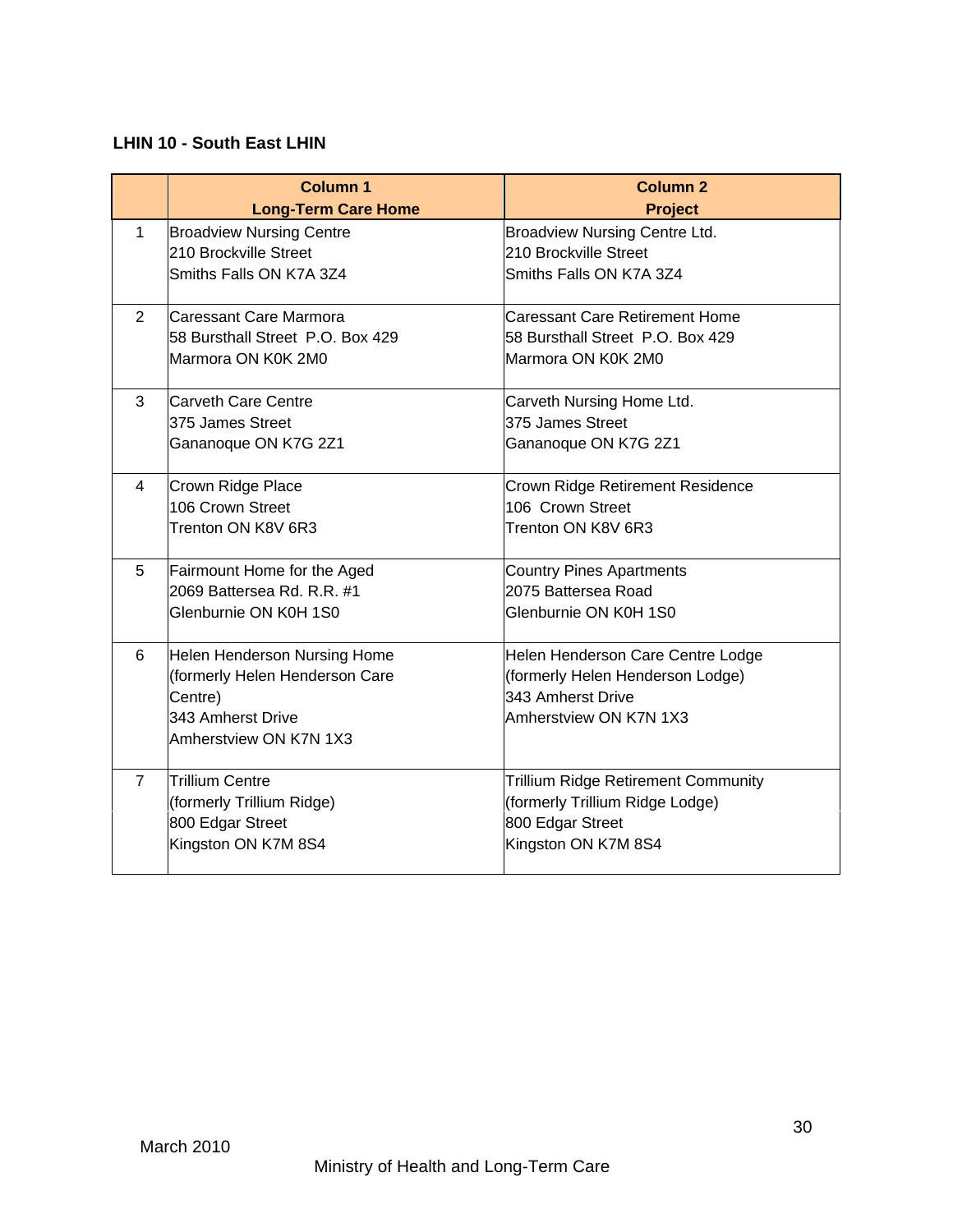**LHIN 10 - South East LHIN**

| | Column 1<br>Long-Term Care Home | Column 2<br>Project |
|---|---|---|
| 1 | Broadview Nursing Centre<br>210 Brockville Street<br>Smiths Falls ON K7A 3Z4 | Broadview Nursing Centre Ltd.<br>210 Brockville Street<br>Smiths Falls ON K7A 3Z4 |
| 2 | Caressant Care Marmora<br>58 Bursthall Street P.O. Box 429<br>Marmora ON K0K 2M0 | Caressant Care Retirement Home<br>58 Bursthall Street P.O. Box 429<br>Marmora ON K0K 2M0 |
| 3 | Carveth Care Centre<br>375 James Street<br>Gananoque ON K7G 2Z1 | Carveth Nursing Home Ltd.<br>375 James Street<br>Gananoque ON K7G 2Z1 |
| 4 | Crown Ridge Place<br>106 Crown Street<br>Trenton ON K8V 6R3 | Crown Ridge Retirement Residence<br>106 Crown Street<br>Trenton ON K8V 6R3 |
| 5 | Fairmount Home for the Aged<br>2069 Battersea Rd. R.R. #1<br>Glenburnie ON K0H 1S0 | Country Pines Apartments<br>2075 Battersea Road<br>Glenburnie ON K0H 1S0 |
| 6 | Helen Henderson Nursing Home<br>(formerly Helen Henderson Care Centre)<br>343 Amherst Drive<br>Amherstview ON K7N 1X3 | Helen Henderson Care Centre Lodge<br>(formerly Helen Henderson Lodge)<br>343 Amherst Drive<br>Amherstview ON K7N 1X3 |
| 7 | Trillium Centre<br>(formerly Trillium Ridge)<br>800 Edgar Street<br>Kingston ON K7M 8S4 | Trillium Ridge Retirement Community<br>(formerly Trillium Ridge Lodge)<br>800 Edgar Street<br>Kingston ON K7M 8S4 |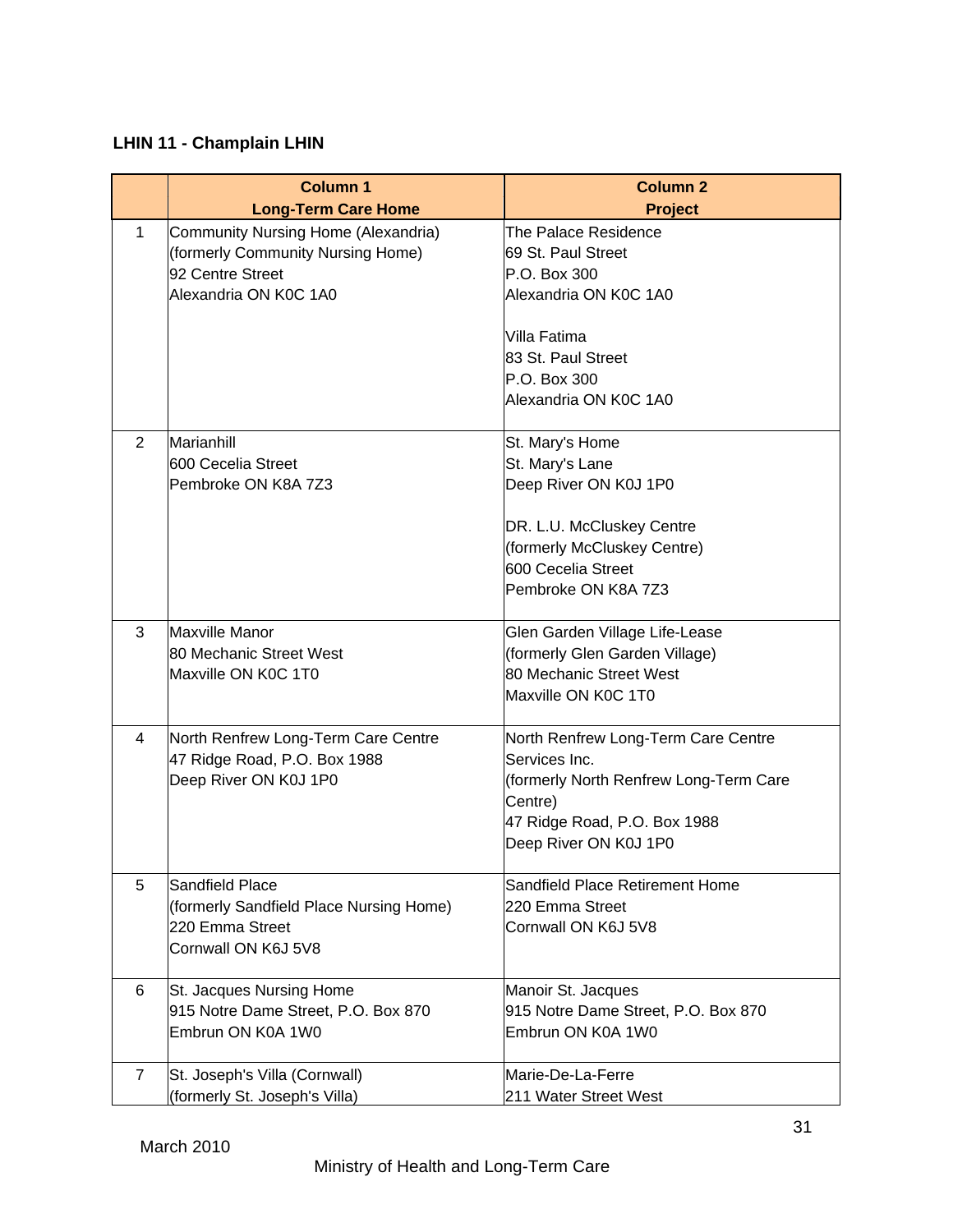**LHIN 11 - Champlain LHIN**

| | Column 1<br>Long-Term Care Home | Column 2<br>Project |
|---|---|---|
| 1 | Community Nursing Home (Alexandria)<br>(formerly Community Nursing Home)<br>92 Centre Street<br>Alexandria ON K0C 1A0 | The Palace Residence<br>69 St. Paul Street<br>P.O. Box 300<br>Alexandria ON K0C 1A0<br><br>Villa Fatima<br>83 St. Paul Street<br>P.O. Box 300<br>Alexandria ON K0C 1A0 |
| 2 | Marianhill<br>600 Cecelia Street<br>Pembroke ON K8A 7Z3 | St. Mary's Home<br>St. Mary's Lane<br>Deep River ON K0J 1P0<br><br>DR. L.U. McCluskey Centre<br>(formerly McCluskey Centre)<br>600 Cecelia Street<br>Pembroke ON K8A 7Z3 |
| 3 | Maxville Manor<br>80 Mechanic Street West<br>Maxville ON K0C 1T0 | Glen Garden Village Life-Lease<br>(formerly Glen Garden Village)<br>80 Mechanic Street West<br>Maxville ON K0C 1T0 |
| 4 | North Renfrew Long-Term Care Centre<br>47 Ridge Road, P.O. Box 1988<br>Deep River ON K0J 1P0 | North Renfrew Long-Term Care Centre Services Inc.<br>(formerly North Renfrew Long-Term Care Centre)<br>47 Ridge Road, P.O. Box 1988<br>Deep River ON K0J 1P0 |
| 5 | Sandfield Place<br>(formerly Sandfield Place Nursing Home)<br>220 Emma Street<br>Cornwall ON K6J 5V8 | Sandfield Place Retirement Home<br>220 Emma Street<br>Cornwall ON K6J 5V8 |
| 6 | St. Jacques Nursing Home<br>915 Notre Dame Street, P.O. Box 870<br>Embrun ON K0A 1W0 | Manoir St. Jacques<br>915 Notre Dame Street, P.O. Box 870<br>Embrun ON K0A 1W0 |
| 7 | St. Joseph's Villa (Cornwall)<br>(formerly St. Joseph's Villa) | Marie-De-La-Ferre<br>211 Water Street West |

March 2010

Ministry of Health and Long-Term Care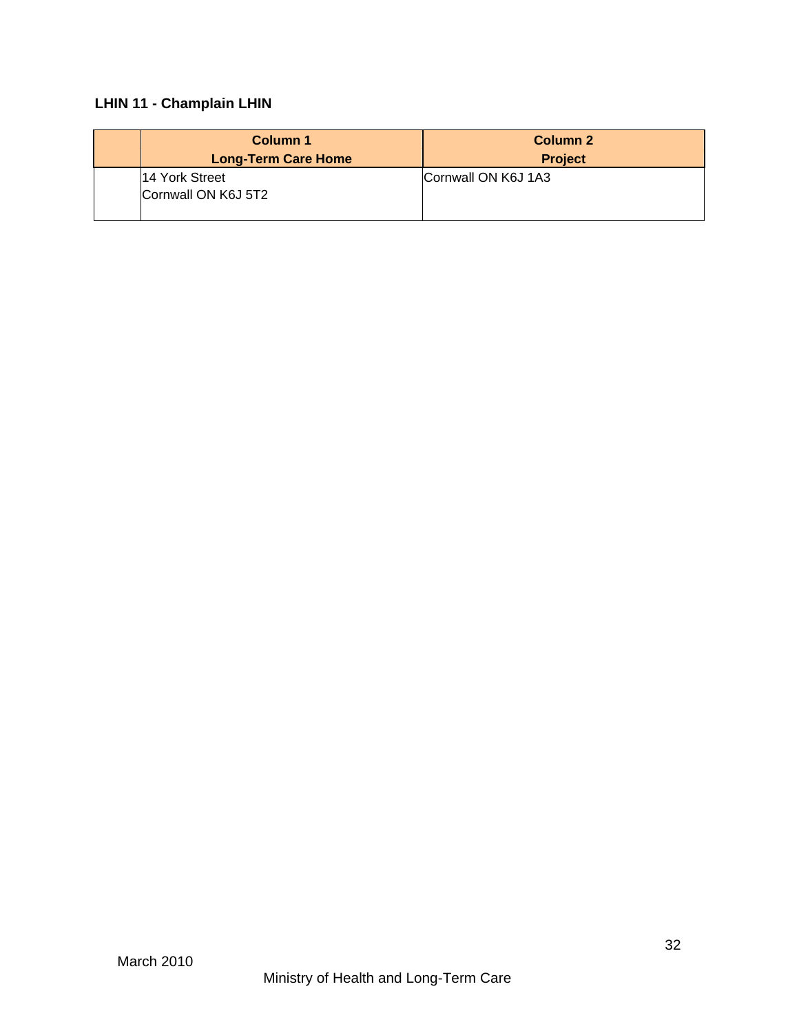### LHIN 11 - Champlain LHIN

| | Column 1<br>Long-Term Care Home | Column 2<br>Project |
|---|---|---|
| | 14 York Street<br>Cornwall ON K6J 5T2 | Cornwall ON K6J 1A3 |

March 2010

Ministry of Health and Long-Term Care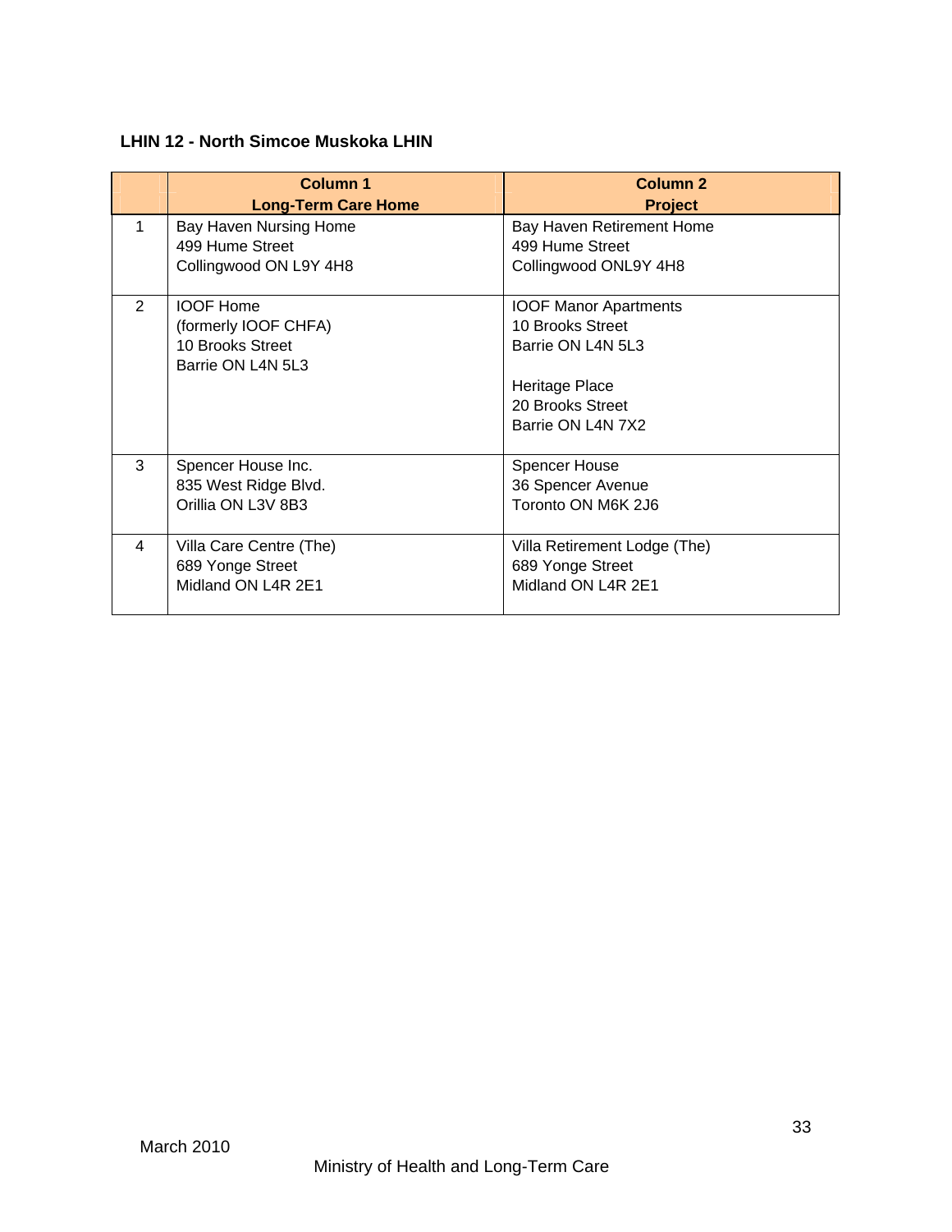**LHIN 12 - North Simcoe Muskoka LHIN**

| | Column 1<br>Long-Term Care Home | Column 2<br>Project |
|---|---|---|
| 1 | Bay Haven Nursing Home<br>499 Hume Street<br>Collingwood ON L9Y 4H8 | Bay Haven Retirement Home<br>499 Hume Street<br>Collingwood ONL9Y 4H8 |
| 2 | IOOF Home<br>(formerly IOOF CHFA)<br>10 Brooks Street<br>Barrie ON L4N 5L3 | IOOF Manor Apartments<br>10 Brooks Street<br>Barrie ON L4N 5L3<br><br>Heritage Place<br>20 Brooks Street<br>Barrie ON L4N 7X2 |
| 3 | Spencer House Inc.<br>835 West Ridge Blvd.<br>Orillia ON L3V 8B3 | Spencer House<br>36 Spencer Avenue<br>Toronto ON M6K 2J6 |
| 4 | Villa Care Centre (The)<br>689 Yonge Street<br>Midland ON L4R 2E1 | Villa Retirement Lodge (The)<br>689 Yonge Street<br>Midland ON L4R 2E1 |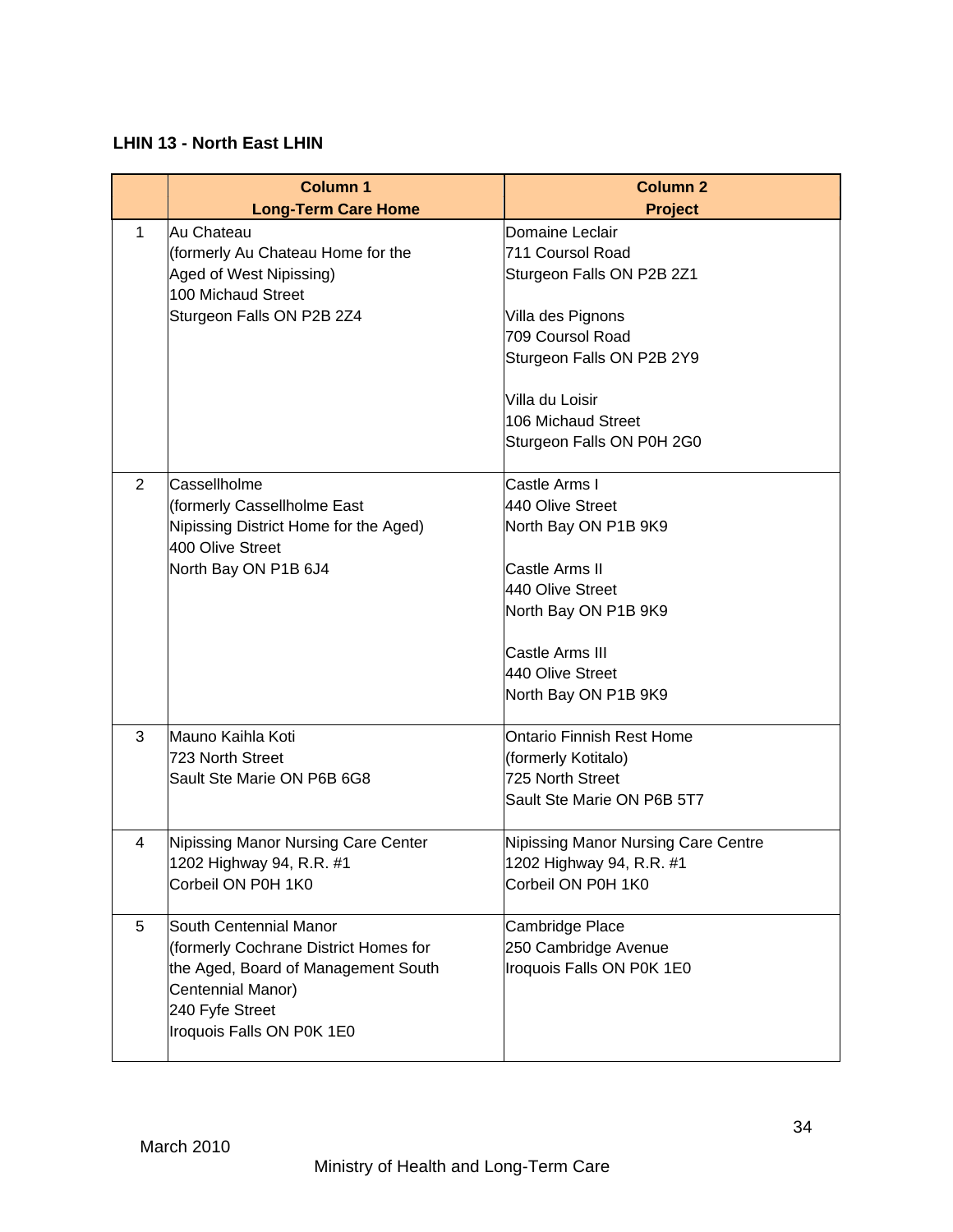**LHIN 13 - North East LHIN**

| | Column 1<br>Long-Term Care Home | Column 2<br>Project |
|---|---|---|
| 1 | Au Chateau<br>(formerly Au Chateau Home for the Aged of West Nipissing)<br>100 Michaud Street<br>Sturgeon Falls ON P2B 2Z4 | Domaine Leclair<br>711 Coursol Road<br>Sturgeon Falls ON P2B 2Z1<br><br>Villa des Pignons<br>709 Coursol Road<br>Sturgeon Falls ON P2B 2Y9<br><br>Villa du Loisir<br>106 Michaud Street<br>Sturgeon Falls ON P0H 2G0 |
| 2 | Cassellholme<br>(formerly Cassellholme East Nipissing District Home for the Aged)<br>400 Olive Street<br>North Bay ON P1B 6J4 | Castle Arms I<br>440 Olive Street<br>North Bay ON P1B 9K9<br><br>Castle Arms II<br>440 Olive Street<br>North Bay ON P1B 9K9<br><br>Castle Arms III<br>440 Olive Street<br>North Bay ON P1B 9K9 |
| 3 | Mauno Kaihla Koti<br>723 North Street<br>Sault Ste Marie ON P6B 6G8 | Ontario Finnish Rest Home<br>(formerly Kotitalo)<br>725 North Street<br>Sault Ste Marie ON P6B 5T7 |
| 4 | Nipissing Manor Nursing Care Center<br>1202 Highway 94, R.R. #1<br>Corbeil ON P0H 1K0 | Nipissing Manor Nursing Care Centre<br>1202 Highway 94, R.R. #1<br>Corbeil ON P0H 1K0 |
| 5 | South Centennial Manor<br>(formerly Cochrane District Homes for the Aged, Board of Management South Centennial Manor)<br>240 Fyfe Street<br>Iroquois Falls ON P0K 1E0 | Cambridge Place<br>250 Cambridge Avenue<br>Iroquois Falls ON P0K 1E0 |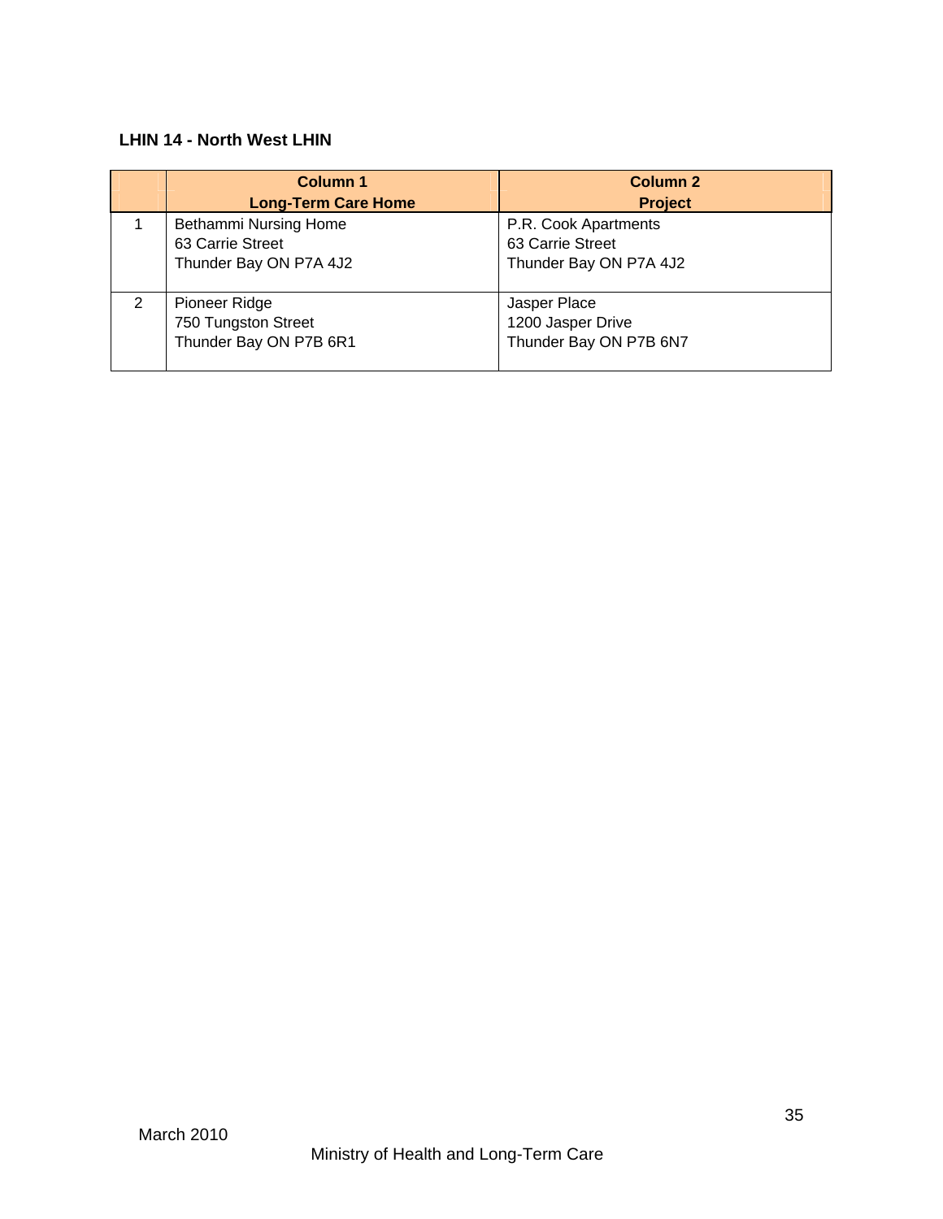**LHIN 14 - North West LHIN**

| | Column 1<br>Long-Term Care Home | Column 2<br>Project |
|---|---|---|
| 1 | Bethammi Nursing Home<br>63 Carrie Street<br>Thunder Bay ON P7A 4J2 | P.R. Cook Apartments<br>63 Carrie Street<br>Thunder Bay ON P7A 4J2 |
| 2 | Pioneer Ridge<br>750 Tungston Street<br>Thunder Bay ON P7B 6R1 | Jasper Place<br>1200 Jasper Drive<br>Thunder Bay ON P7B 6N7 |